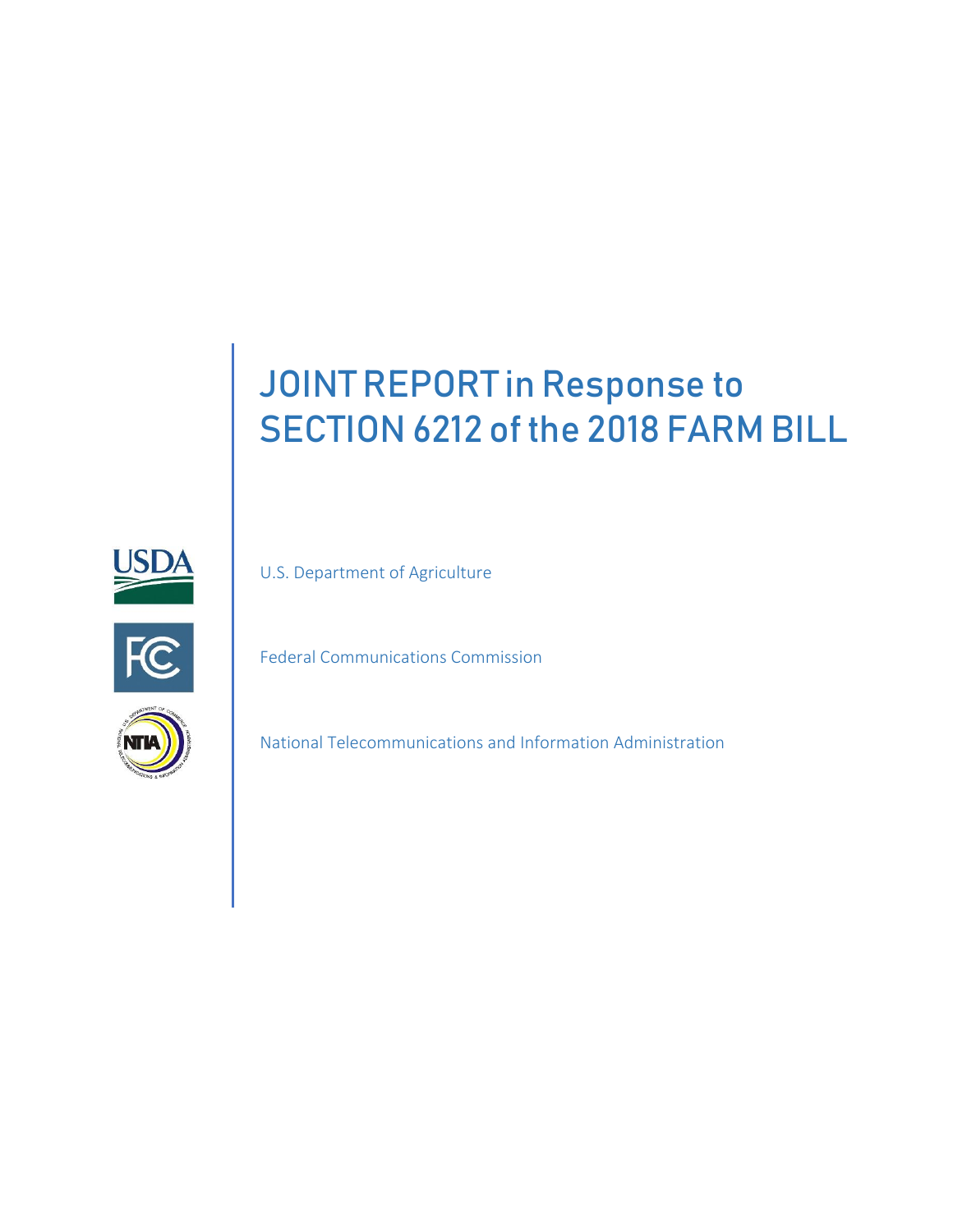# JOINT REPORT in Response to SECTION 6212 of the 2018 FARM BILL

U.S. Department of Agriculture

Federal Communications Commission

National Telecommunications and Information Administration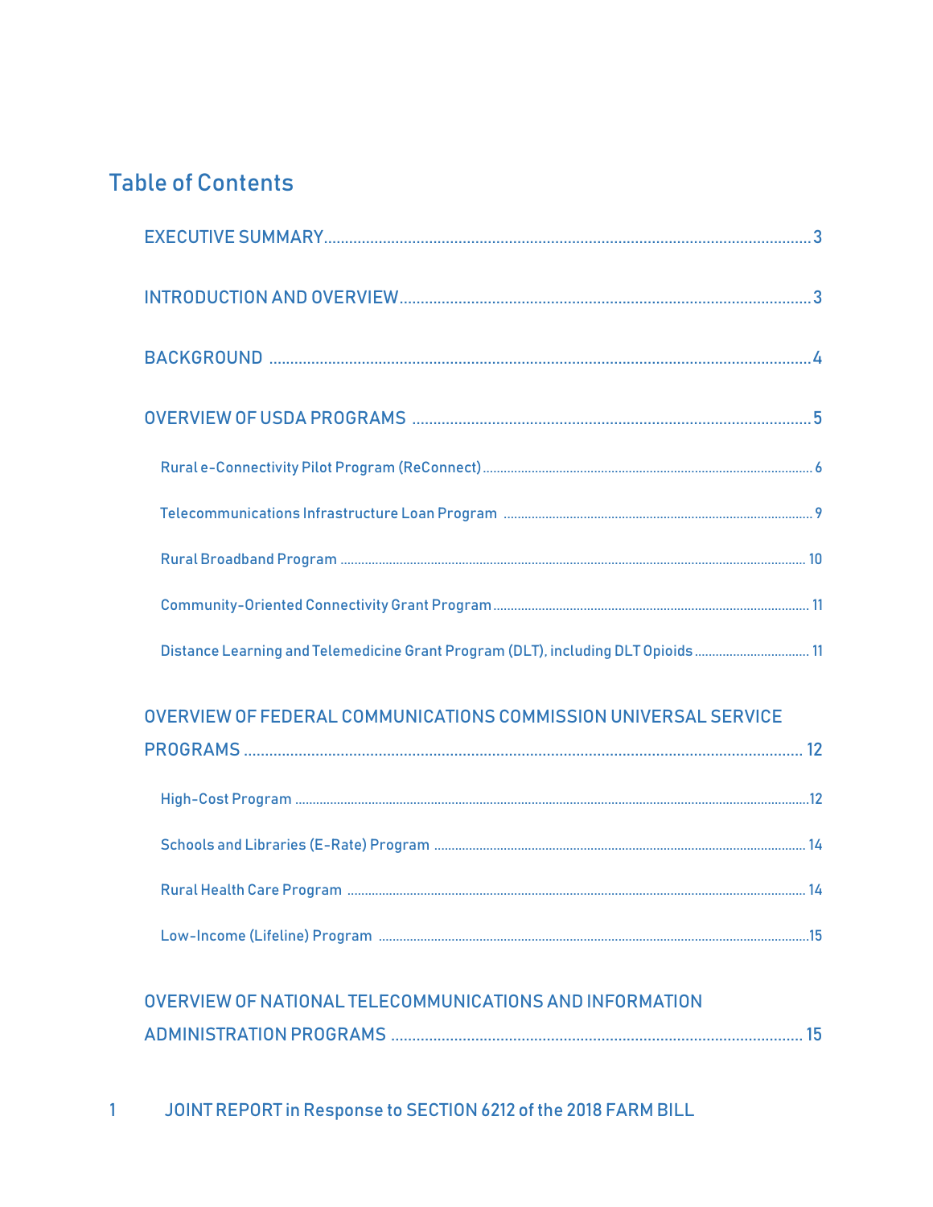# Table of Contents

- EXECUTIVE SUMMARY ........ 3
- INTRODUCTION AND OVERVIEW ........ 3
- BACKGROUND ........ 4
- OVERVIEW OF USDA PROGRAMS ........ 5
  - Rural e-Connectivity Pilot Program (ReConnect) ........ 6
  - Telecommunications Infrastructure Loan Program ........ 9
  - Rural Broadband Program ........ 10
  - Community-Oriented Connectivity Grant Program ........ 11
  - Distance Learning and Telemedicine Grant Program (DLT), including DLT Opioids ........ 11
- OVERVIEW OF FEDERAL COMMUNICATIONS COMMISSION UNIVERSAL SERVICE PROGRAMS ........ 12
  - High-Cost Program ........ 12
  - Schools and Libraries (E-Rate) Program ........ 14
  - Rural Health Care Program ........ 14
  - Low-Income (Lifeline) Program ........ 15
- OVERVIEW OF NATIONAL TELECOMMUNICATIONS AND INFORMATION ADMINISTRATION PROGRAMS ........ 15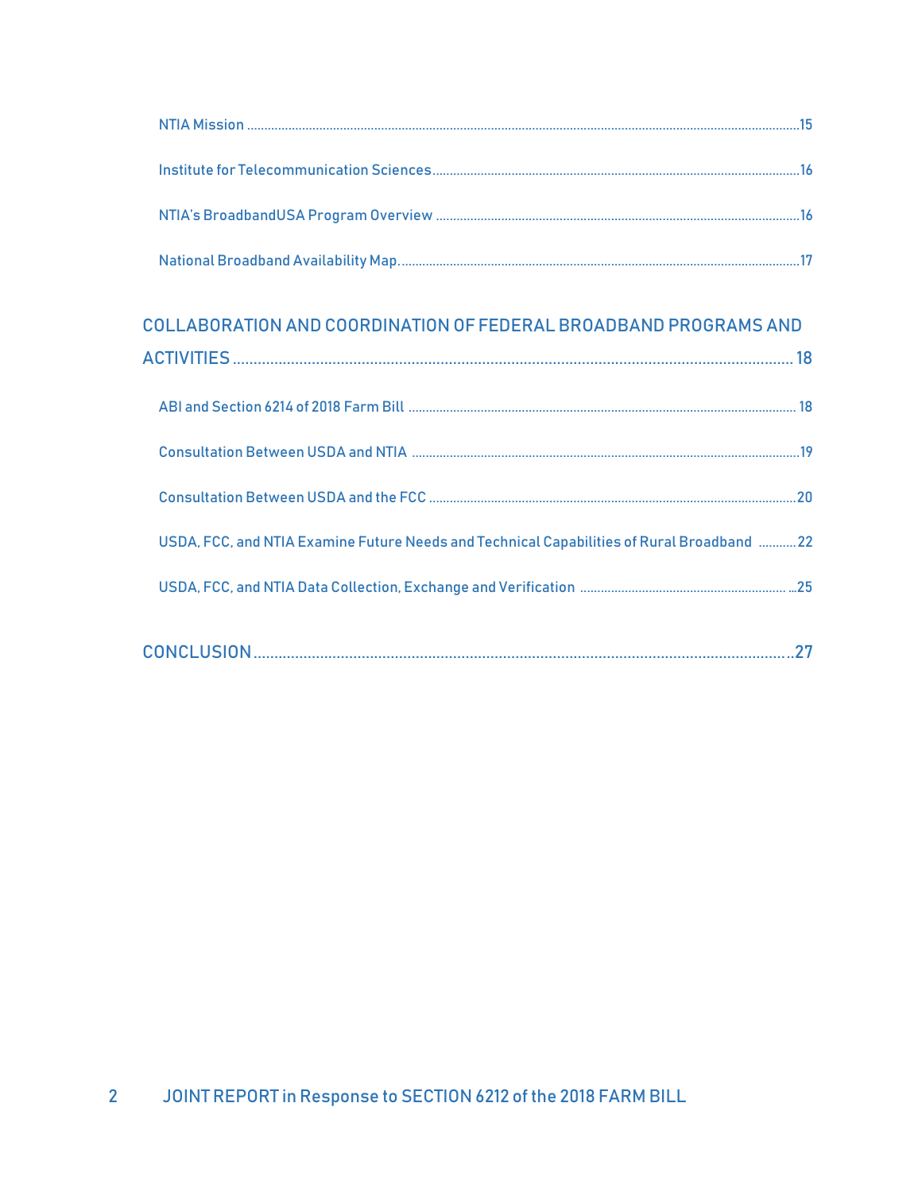NTIA Mission .....15

Institute for Telecommunication Sciences.....16

NTIA's BroadbandUSA Program Overview .....16

National Broadband Availability Map......17

COLLABORATION AND COORDINATION OF FEDERAL BROADBAND PROGRAMS AND ACTIVITIES ..... 18

ABI and Section 6214 of 2018 Farm Bill ..... 18

Consultation Between USDA and NTIA .....19

Consultation Between USDA and the FCC .....20

USDA, FCC, and NTIA Examine Future Needs and Technical Capabilities of Rural Broadband .....22

USDA, FCC, and NTIA Data Collection, Exchange and Verification .....25

CONCLUSION .....27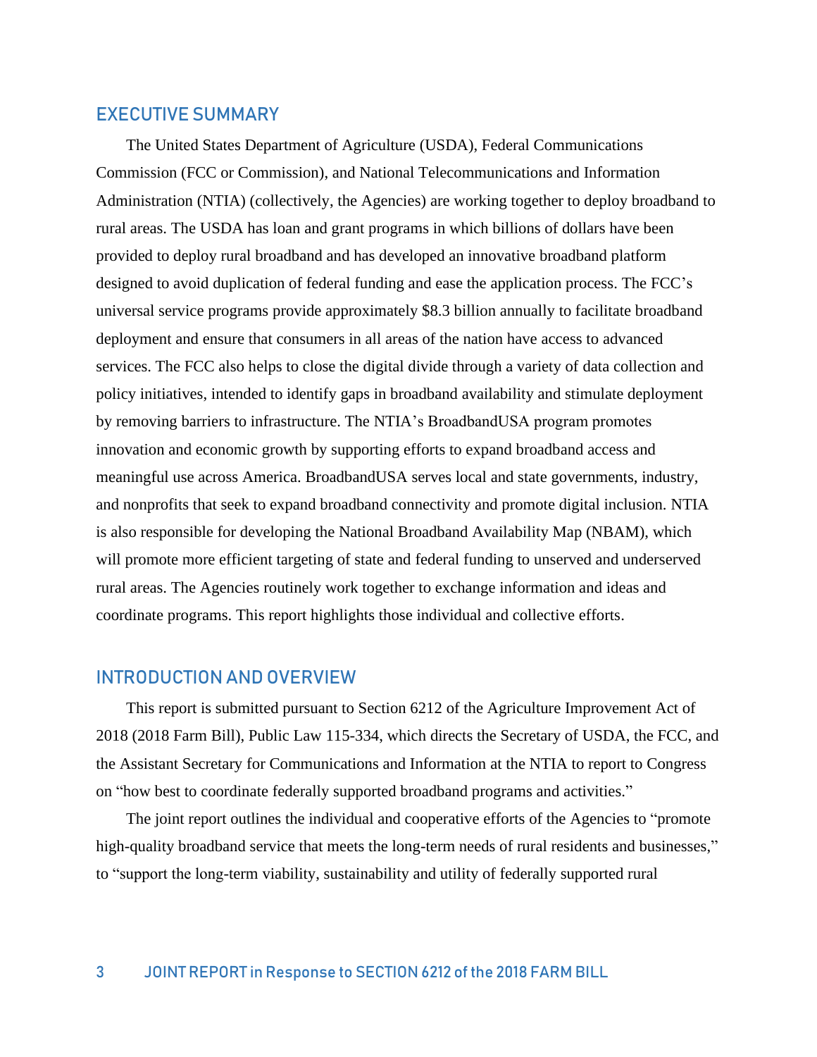## EXECUTIVE SUMMARY

The United States Department of Agriculture (USDA), Federal Communications Commission (FCC or Commission), and National Telecommunications and Information Administration (NTIA) (collectively, the Agencies) are working together to deploy broadband to rural areas. The USDA has loan and grant programs in which billions of dollars have been provided to deploy rural broadband and has developed an innovative broadband platform designed to avoid duplication of federal funding and ease the application process. The FCC's universal service programs provide approximately $8.3 billion annually to facilitate broadband deployment and ensure that consumers in all areas of the nation have access to advanced services. The FCC also helps to close the digital divide through a variety of data collection and policy initiatives, intended to identify gaps in broadband availability and stimulate deployment by removing barriers to infrastructure. The NTIA's BroadbandUSA program promotes innovation and economic growth by supporting efforts to expand broadband access and meaningful use across America. BroadbandUSA serves local and state governments, industry, and nonprofits that seek to expand broadband connectivity and promote digital inclusion. NTIA is also responsible for developing the National Broadband Availability Map (NBAM), which will promote more efficient targeting of state and federal funding to unserved and underserved rural areas. The Agencies routinely work together to exchange information and ideas and coordinate programs. This report highlights those individual and collective efforts.

## INTRODUCTION AND OVERVIEW

This report is submitted pursuant to Section 6212 of the Agriculture Improvement Act of 2018 (2018 Farm Bill), Public Law 115-334, which directs the Secretary of USDA, the FCC, and the Assistant Secretary for Communications and Information at the NTIA to report to Congress on "how best to coordinate federally supported broadband programs and activities."

The joint report outlines the individual and cooperative efforts of the Agencies to "promote high-quality broadband service that meets the long-term needs of rural residents and businesses," to "support the long-term viability, sustainability and utility of federally supported rural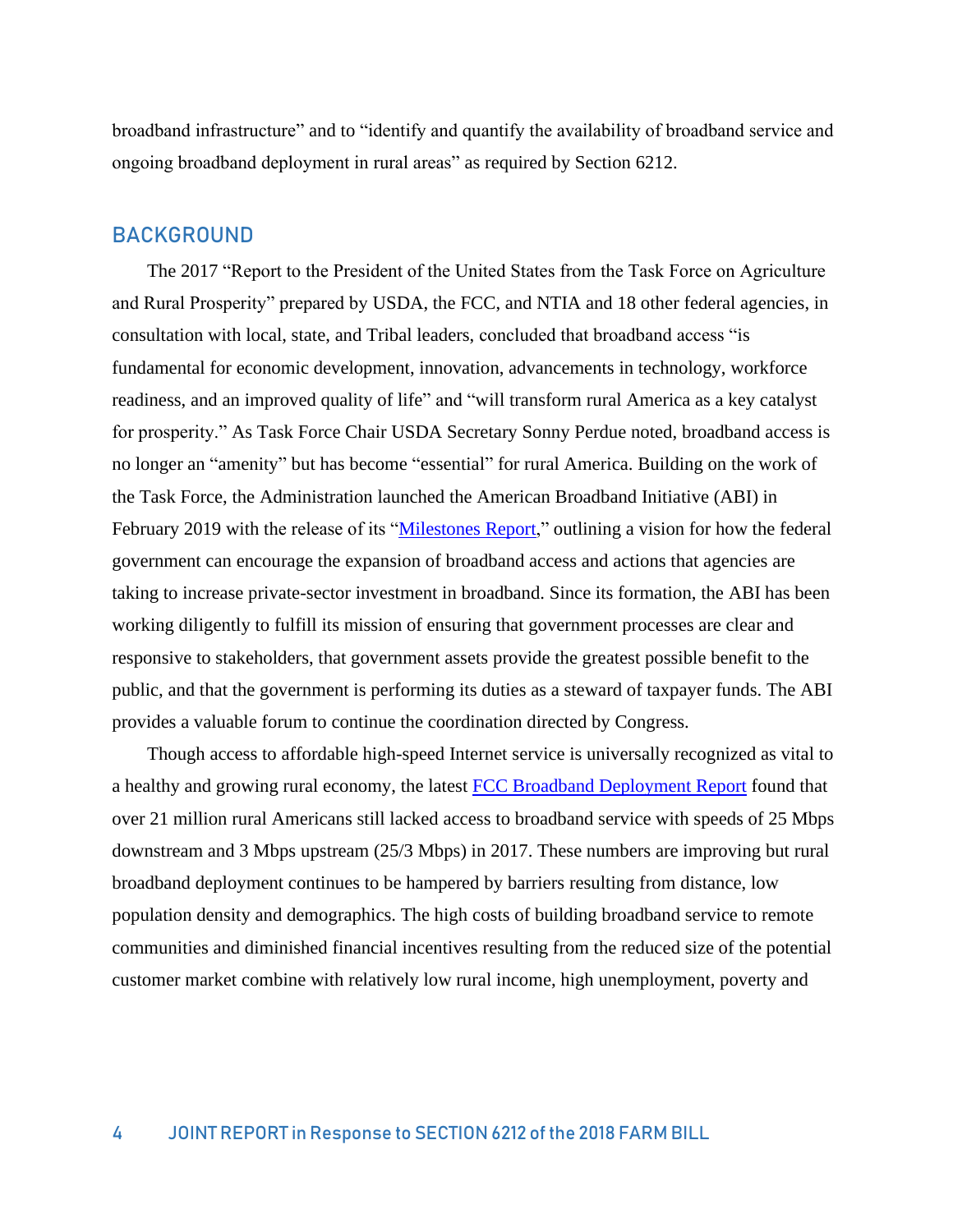broadband infrastructure" and to "identify and quantify the availability of broadband service and ongoing broadband deployment in rural areas" as required by Section 6212.

## BACKGROUND

The 2017 "Report to the President of the United States from the Task Force on Agriculture and Rural Prosperity" prepared by USDA, the FCC, and NTIA and 18 other federal agencies, in consultation with local, state, and Tribal leaders, concluded that broadband access "is fundamental for economic development, innovation, advancements in technology, workforce readiness, and an improved quality of life" and "will transform rural America as a key catalyst for prosperity." As Task Force Chair USDA Secretary Sonny Perdue noted, broadband access is no longer an "amenity" but has become "essential" for rural America. Building on the work of the Task Force, the Administration launched the American Broadband Initiative (ABI) in February 2019 with the release of its "Milestones Report," outlining a vision for how the federal government can encourage the expansion of broadband access and actions that agencies are taking to increase private-sector investment in broadband. Since its formation, the ABI has been working diligently to fulfill its mission of ensuring that government processes are clear and responsive to stakeholders, that government assets provide the greatest possible benefit to the public, and that the government is performing its duties as a steward of taxpayer funds. The ABI provides a valuable forum to continue the coordination directed by Congress.

Though access to affordable high-speed Internet service is universally recognized as vital to a healthy and growing rural economy, the latest FCC Broadband Deployment Report found that over 21 million rural Americans still lacked access to broadband service with speeds of 25 Mbps downstream and 3 Mbps upstream (25/3 Mbps) in 2017. These numbers are improving but rural broadband deployment continues to be hampered by barriers resulting from distance, low population density and demographics. The high costs of building broadband service to remote communities and diminished financial incentives resulting from the reduced size of the potential customer market combine with relatively low rural income, high unemployment, poverty and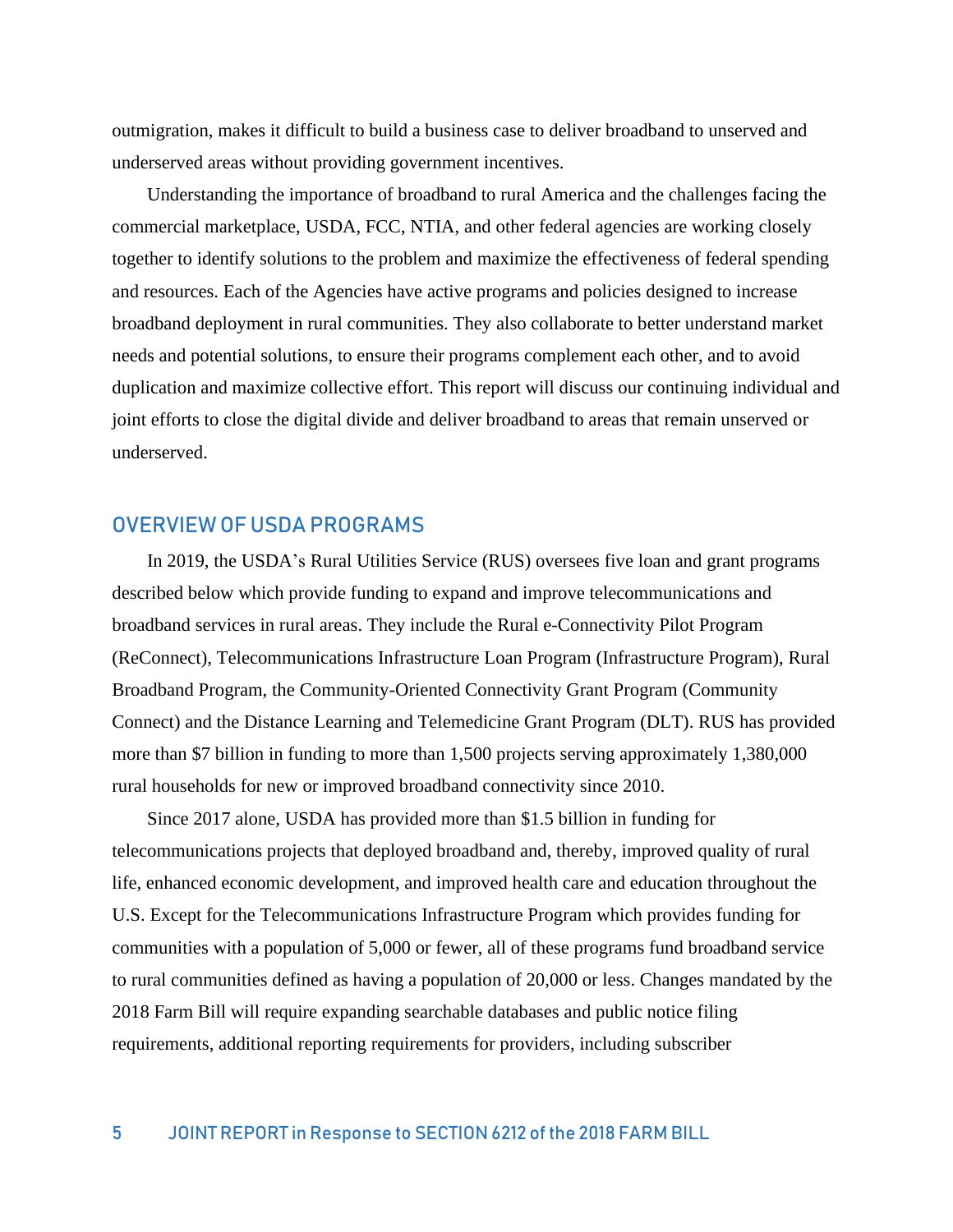outmigration, makes it difficult to build a business case to deliver broadband to unserved and underserved areas without providing government incentives.

Understanding the importance of broadband to rural America and the challenges facing the commercial marketplace, USDA, FCC, NTIA, and other federal agencies are working closely together to identify solutions to the problem and maximize the effectiveness of federal spending and resources. Each of the Agencies have active programs and policies designed to increase broadband deployment in rural communities. They also collaborate to better understand market needs and potential solutions, to ensure their programs complement each other, and to avoid duplication and maximize collective effort. This report will discuss our continuing individual and joint efforts to close the digital divide and deliver broadband to areas that remain unserved or underserved.

## OVERVIEW OF USDA PROGRAMS

In 2019, the USDA's Rural Utilities Service (RUS) oversees five loan and grant programs described below which provide funding to expand and improve telecommunications and broadband services in rural areas. They include the Rural e-Connectivity Pilot Program (ReConnect), Telecommunications Infrastructure Loan Program (Infrastructure Program), Rural Broadband Program, the Community-Oriented Connectivity Grant Program (Community Connect) and the Distance Learning and Telemedicine Grant Program (DLT). RUS has provided more than $7 billion in funding to more than 1,500 projects serving approximately 1,380,000 rural households for new or improved broadband connectivity since 2010.

Since 2017 alone, USDA has provided more than $1.5 billion in funding for telecommunications projects that deployed broadband and, thereby, improved quality of rural life, enhanced economic development, and improved health care and education throughout the U.S. Except for the Telecommunications Infrastructure Program which provides funding for communities with a population of 5,000 or fewer, all of these programs fund broadband service to rural communities defined as having a population of 20,000 or less. Changes mandated by the 2018 Farm Bill will require expanding searchable databases and public notice filing requirements, additional reporting requirements for providers, including subscriber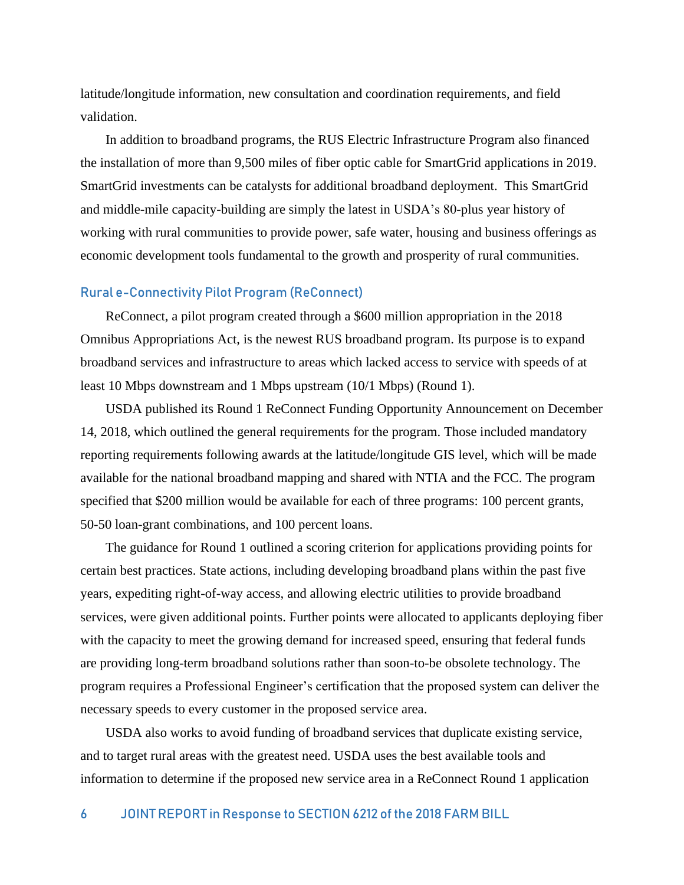latitude/longitude information, new consultation and coordination requirements, and field validation.

In addition to broadband programs, the RUS Electric Infrastructure Program also financed the installation of more than 9,500 miles of fiber optic cable for SmartGrid applications in 2019. SmartGrid investments can be catalysts for additional broadband deployment. This SmartGrid and middle-mile capacity-building are simply the latest in USDA's 80-plus year history of working with rural communities to provide power, safe water, housing and business offerings as economic development tools fundamental to the growth and prosperity of rural communities.

### Rural e-Connectivity Pilot Program (ReConnect)

ReConnect, a pilot program created through a $600 million appropriation in the 2018 Omnibus Appropriations Act, is the newest RUS broadband program. Its purpose is to expand broadband services and infrastructure to areas which lacked access to service with speeds of at least 10 Mbps downstream and 1 Mbps upstream (10/1 Mbps) (Round 1).

USDA published its Round 1 ReConnect Funding Opportunity Announcement on December 14, 2018, which outlined the general requirements for the program. Those included mandatory reporting requirements following awards at the latitude/longitude GIS level, which will be made available for the national broadband mapping and shared with NTIA and the FCC. The program specified that $200 million would be available for each of three programs: 100 percent grants, 50-50 loan-grant combinations, and 100 percent loans.

The guidance for Round 1 outlined a scoring criterion for applications providing points for certain best practices. State actions, including developing broadband plans within the past five years, expediting right-of-way access, and allowing electric utilities to provide broadband services, were given additional points. Further points were allocated to applicants deploying fiber with the capacity to meet the growing demand for increased speed, ensuring that federal funds are providing long-term broadband solutions rather than soon-to-be obsolete technology. The program requires a Professional Engineer's certification that the proposed system can deliver the necessary speeds to every customer in the proposed service area.

USDA also works to avoid funding of broadband services that duplicate existing service, and to target rural areas with the greatest need. USDA uses the best available tools and information to determine if the proposed new service area in a ReConnect Round 1 application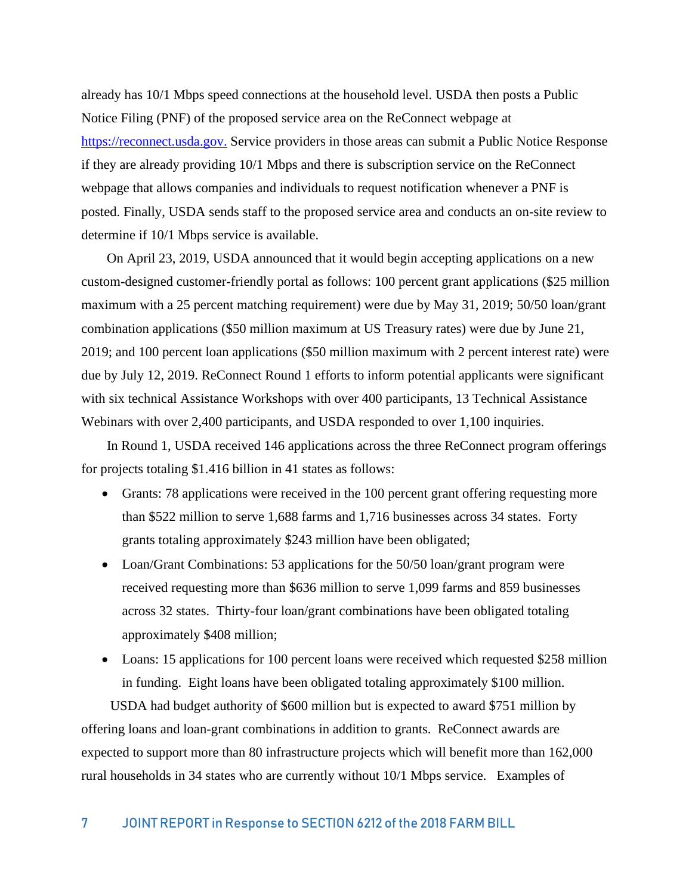already has 10/1 Mbps speed connections at the household level. USDA then posts a Public Notice Filing (PNF) of the proposed service area on the ReConnect webpage at [https://reconnect.usda.gov.](https://reconnect.usda.gov) Service providers in those areas can submit a Public Notice Response if they are already providing 10/1 Mbps and there is subscription service on the ReConnect webpage that allows companies and individuals to request notification whenever a PNF is posted. Finally, USDA sends staff to the proposed service area and conducts an on-site review to determine if 10/1 Mbps service is available.

On April 23, 2019, USDA announced that it would begin accepting applications on a new custom-designed customer-friendly portal as follows: 100 percent grant applications ($25 million maximum with a 25 percent matching requirement) were due by May 31, 2019; 50/50 loan/grant combination applications ($50 million maximum at US Treasury rates) were due by June 21, 2019; and 100 percent loan applications ($50 million maximum with 2 percent interest rate) were due by July 12, 2019. ReConnect Round 1 efforts to inform potential applicants were significant with six technical Assistance Workshops with over 400 participants, 13 Technical Assistance Webinars with over 2,400 participants, and USDA responded to over 1,100 inquiries.

In Round 1, USDA received 146 applications across the three ReConnect program offerings for projects totaling $1.416 billion in 41 states as follows:

- Grants: 78 applications were received in the 100 percent grant offering requesting more than $522 million to serve 1,688 farms and 1,716 businesses across 34 states. Forty grants totaling approximately $243 million have been obligated;
- Loan/Grant Combinations: 53 applications for the 50/50 loan/grant program were received requesting more than $636 million to serve 1,099 farms and 859 businesses across 32 states. Thirty-four loan/grant combinations have been obligated totaling approximately $408 million;
- Loans: 15 applications for 100 percent loans were received which requested $258 million in funding. Eight loans have been obligated totaling approximately $100 million.

USDA had budget authority of $600 million but is expected to award $751 million by offering loans and loan-grant combinations in addition to grants. ReConnect awards are expected to support more than 80 infrastructure projects which will benefit more than 162,000 rural households in 34 states who are currently without 10/1 Mbps service. Examples of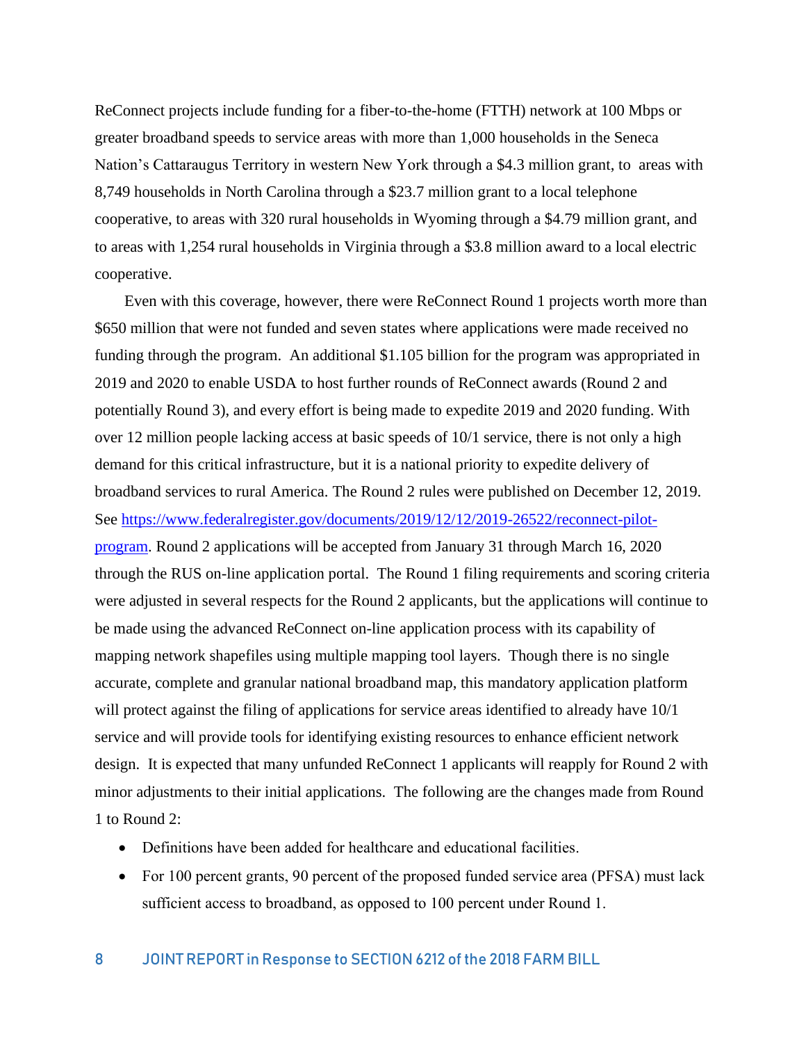ReConnect projects include funding for a fiber-to-the-home (FTTH) network at 100 Mbps or greater broadband speeds to service areas with more than 1,000 households in the Seneca Nation's Cattaraugus Territory in western New York through a $4.3 million grant, to areas with 8,749 households in North Carolina through a $23.7 million grant to a local telephone cooperative, to areas with 320 rural households in Wyoming through a $4.79 million grant, and to areas with 1,254 rural households in Virginia through a $3.8 million award to a local electric cooperative.

Even with this coverage, however, there were ReConnect Round 1 projects worth more than $650 million that were not funded and seven states where applications were made received no funding through the program. An additional $1.105 billion for the program was appropriated in 2019 and 2020 to enable USDA to host further rounds of ReConnect awards (Round 2 and potentially Round 3), and every effort is being made to expedite 2019 and 2020 funding. With over 12 million people lacking access at basic speeds of 10/1 service, there is not only a high demand for this critical infrastructure, but it is a national priority to expedite delivery of broadband services to rural America. The Round 2 rules were published on December 12, 2019. See [https://www.federalregister.gov/documents/2019/12/12/2019-26522/reconnect-pilot-program](https://www.federalregister.gov/documents/2019/12/12/2019-26522/reconnect-pilot-program). Round 2 applications will be accepted from January 31 through March 16, 2020 through the RUS on-line application portal. The Round 1 filing requirements and scoring criteria were adjusted in several respects for the Round 2 applicants, but the applications will continue to be made using the advanced ReConnect on-line application process with its capability of mapping network shapefiles using multiple mapping tool layers. Though there is no single accurate, complete and granular national broadband map, this mandatory application platform will protect against the filing of applications for service areas identified to already have 10/1 service and will provide tools for identifying existing resources to enhance efficient network design. It is expected that many unfunded ReConnect 1 applicants will reapply for Round 2 with minor adjustments to their initial applications. The following are the changes made from Round 1 to Round 2:

- Definitions have been added for healthcare and educational facilities.
- For 100 percent grants, 90 percent of the proposed funded service area (PFSA) must lack sufficient access to broadband, as opposed to 100 percent under Round 1.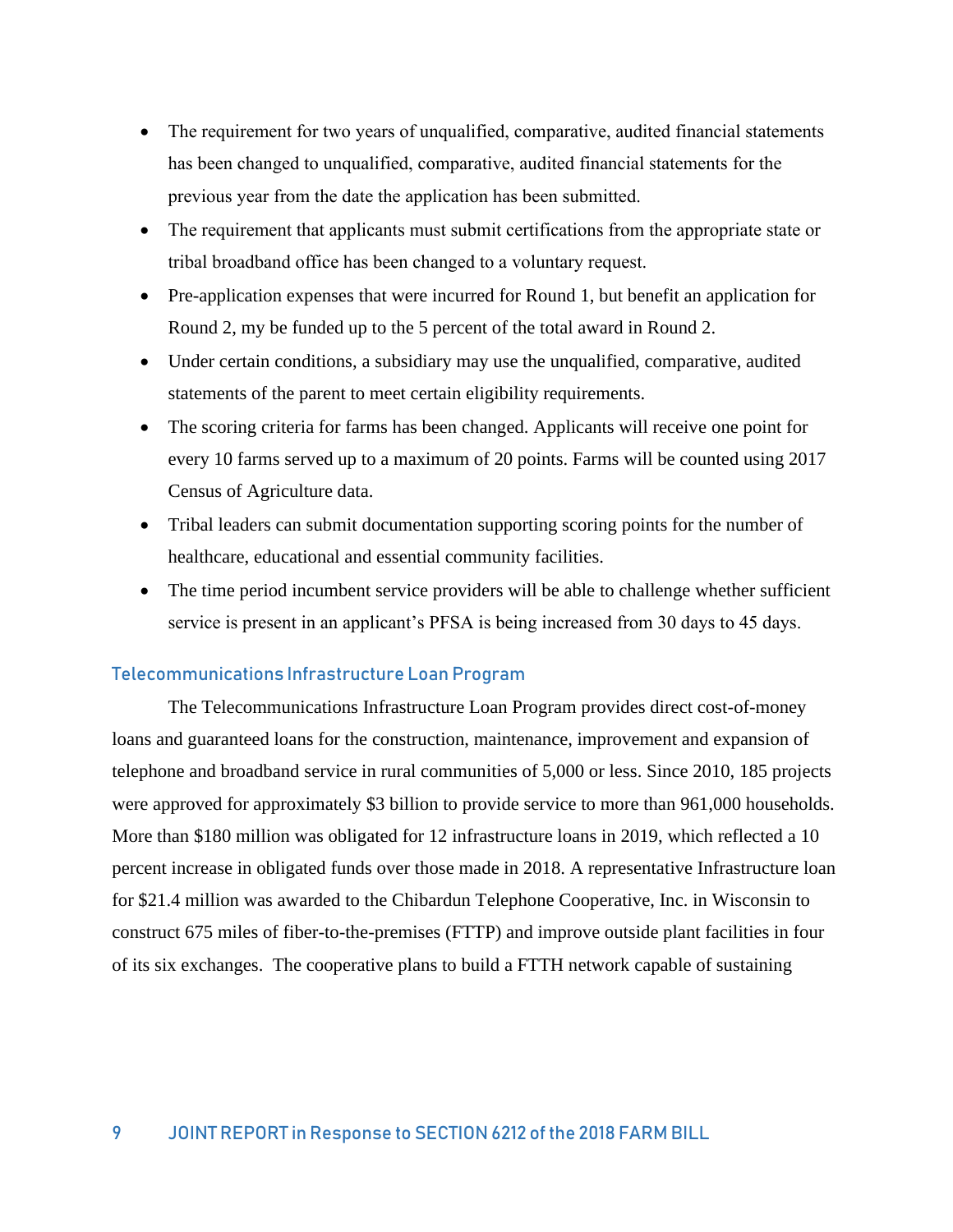- The requirement for two years of unqualified, comparative, audited financial statements has been changed to unqualified, comparative, audited financial statements for the previous year from the date the application has been submitted.
- The requirement that applicants must submit certifications from the appropriate state or tribal broadband office has been changed to a voluntary request.
- Pre-application expenses that were incurred for Round 1, but benefit an application for Round 2, my be funded up to the 5 percent of the total award in Round 2.
- Under certain conditions, a subsidiary may use the unqualified, comparative, audited statements of the parent to meet certain eligibility requirements.
- The scoring criteria for farms has been changed. Applicants will receive one point for every 10 farms served up to a maximum of 20 points. Farms will be counted using 2017 Census of Agriculture data.
- Tribal leaders can submit documentation supporting scoring points for the number of healthcare, educational and essential community facilities.
- The time period incumbent service providers will be able to challenge whether sufficient service is present in an applicant's PFSA is being increased from 30 days to 45 days.

### Telecommunications Infrastructure Loan Program

The Telecommunications Infrastructure Loan Program provides direct cost-of-money loans and guaranteed loans for the construction, maintenance, improvement and expansion of telephone and broadband service in rural communities of 5,000 or less. Since 2010, 185 projects were approved for approximately $3 billion to provide service to more than 961,000 households. More than $180 million was obligated for 12 infrastructure loans in 2019, which reflected a 10 percent increase in obligated funds over those made in 2018. A representative Infrastructure loan for $21.4 million was awarded to the Chibardun Telephone Cooperative, Inc. in Wisconsin to construct 675 miles of fiber-to-the-premises (FTTP) and improve outside plant facilities in four of its six exchanges. The cooperative plans to build a FTTH network capable of sustaining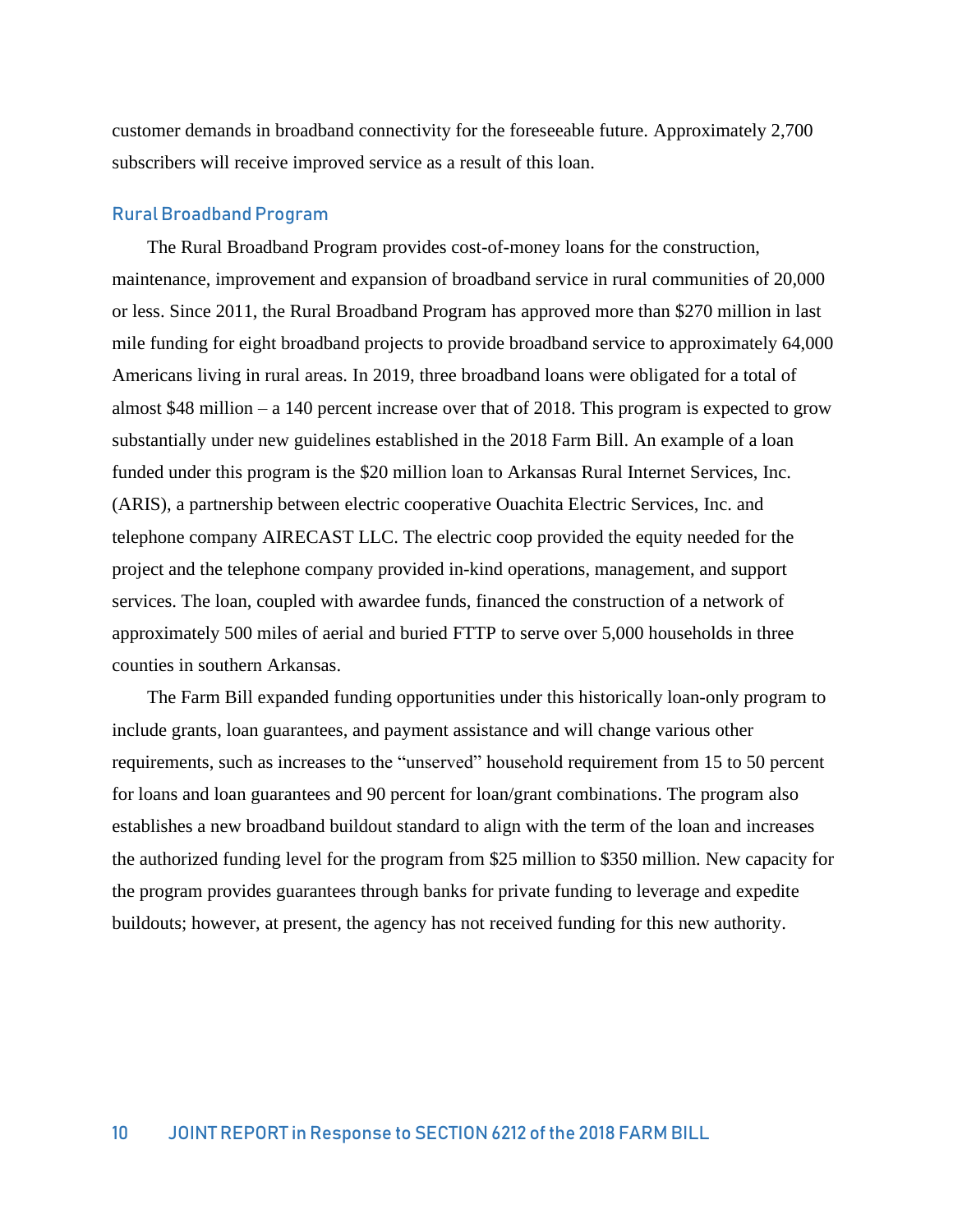customer demands in broadband connectivity for the foreseeable future. Approximately 2,700 subscribers will receive improved service as a result of this loan.

### Rural Broadband Program

The Rural Broadband Program provides cost-of-money loans for the construction, maintenance, improvement and expansion of broadband service in rural communities of 20,000 or less. Since 2011, the Rural Broadband Program has approved more than $270 million in last mile funding for eight broadband projects to provide broadband service to approximately 64,000 Americans living in rural areas. In 2019, three broadband loans were obligated for a total of almost $48 million – a 140 percent increase over that of 2018. This program is expected to grow substantially under new guidelines established in the 2018 Farm Bill. An example of a loan funded under this program is the $20 million loan to Arkansas Rural Internet Services, Inc. (ARIS), a partnership between electric cooperative Ouachita Electric Services, Inc. and telephone company AIRECAST LLC. The electric coop provided the equity needed for the project and the telephone company provided in-kind operations, management, and support services. The loan, coupled with awardee funds, financed the construction of a network of approximately 500 miles of aerial and buried FTTP to serve over 5,000 households in three counties in southern Arkansas.

The Farm Bill expanded funding opportunities under this historically loan-only program to include grants, loan guarantees, and payment assistance and will change various other requirements, such as increases to the "unserved" household requirement from 15 to 50 percent for loans and loan guarantees and 90 percent for loan/grant combinations. The program also establishes a new broadband buildout standard to align with the term of the loan and increases the authorized funding level for the program from $25 million to $350 million. New capacity for the program provides guarantees through banks for private funding to leverage and expedite buildouts; however, at present, the agency has not received funding for this new authority.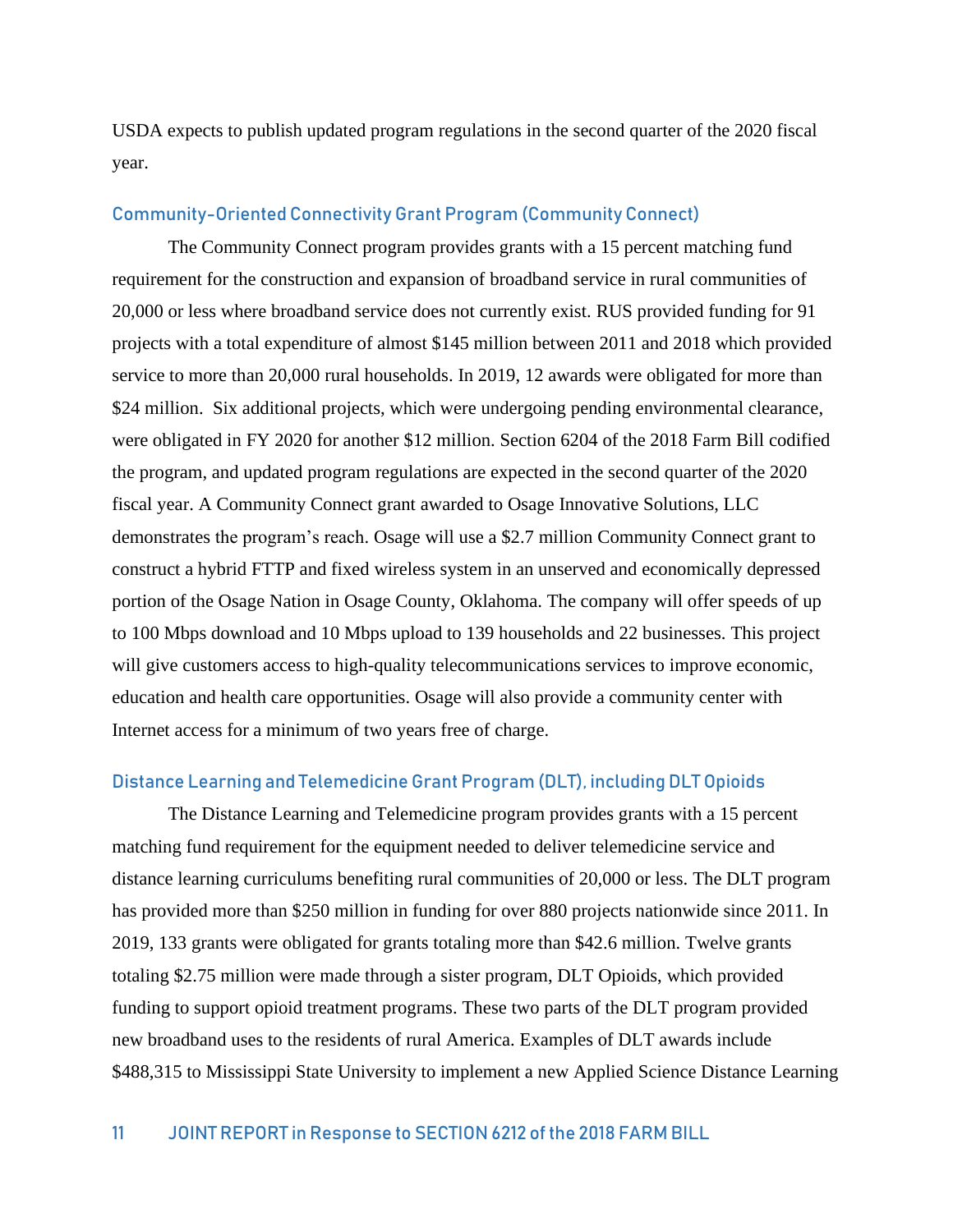USDA expects to publish updated program regulations in the second quarter of the 2020 fiscal year.

### Community-Oriented Connectivity Grant Program (Community Connect)

The Community Connect program provides grants with a 15 percent matching fund requirement for the construction and expansion of broadband service in rural communities of 20,000 or less where broadband service does not currently exist. RUS provided funding for 91 projects with a total expenditure of almost $145 million between 2011 and 2018 which provided service to more than 20,000 rural households. In 2019, 12 awards were obligated for more than $24 million. Six additional projects, which were undergoing pending environmental clearance, were obligated in FY 2020 for another $12 million. Section 6204 of the 2018 Farm Bill codified the program, and updated program regulations are expected in the second quarter of the 2020 fiscal year. A Community Connect grant awarded to Osage Innovative Solutions, LLC demonstrates the program's reach. Osage will use a $2.7 million Community Connect grant to construct a hybrid FTTP and fixed wireless system in an unserved and economically depressed portion of the Osage Nation in Osage County, Oklahoma. The company will offer speeds of up to 100 Mbps download and 10 Mbps upload to 139 households and 22 businesses. This project will give customers access to high-quality telecommunications services to improve economic, education and health care opportunities. Osage will also provide a community center with Internet access for a minimum of two years free of charge.

### Distance Learning and Telemedicine Grant Program (DLT), including DLT Opioids

The Distance Learning and Telemedicine program provides grants with a 15 percent matching fund requirement for the equipment needed to deliver telemedicine service and distance learning curriculums benefiting rural communities of 20,000 or less. The DLT program has provided more than $250 million in funding for over 880 projects nationwide since 2011. In 2019, 133 grants were obligated for grants totaling more than $42.6 million. Twelve grants totaling $2.75 million were made through a sister program, DLT Opioids, which provided funding to support opioid treatment programs. These two parts of the DLT program provided new broadband uses to the residents of rural America. Examples of DLT awards include $488,315 to Mississippi State University to implement a new Applied Science Distance Learning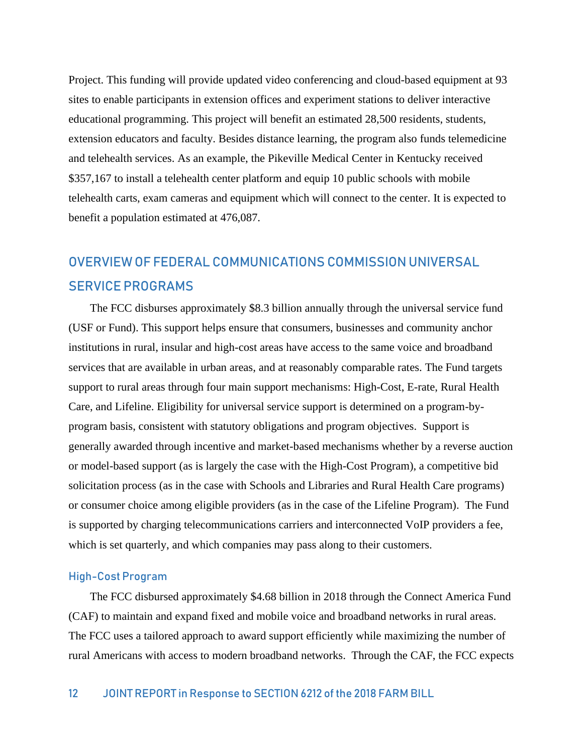Project. This funding will provide updated video conferencing and cloud-based equipment at 93 sites to enable participants in extension offices and experiment stations to deliver interactive educational programming. This project will benefit an estimated 28,500 residents, students, extension educators and faculty. Besides distance learning, the program also funds telemedicine and telehealth services. As an example, the Pikeville Medical Center in Kentucky received $357,167 to install a telehealth center platform and equip 10 public schools with mobile telehealth carts, exam cameras and equipment which will connect to the center. It is expected to benefit a population estimated at 476,087.

## OVERVIEW OF FEDERAL COMMUNICATIONS COMMISSION UNIVERSAL SERVICE PROGRAMS

The FCC disburses approximately $8.3 billion annually through the universal service fund (USF or Fund). This support helps ensure that consumers, businesses and community anchor institutions in rural, insular and high-cost areas have access to the same voice and broadband services that are available in urban areas, and at reasonably comparable rates. The Fund targets support to rural areas through four main support mechanisms: High-Cost, E-rate, Rural Health Care, and Lifeline. Eligibility for universal service support is determined on a program-by-program basis, consistent with statutory obligations and program objectives. Support is generally awarded through incentive and market-based mechanisms whether by a reverse auction or model-based support (as is largely the case with the High-Cost Program), a competitive bid solicitation process (as in the case with Schools and Libraries and Rural Health Care programs) or consumer choice among eligible providers (as in the case of the Lifeline Program). The Fund is supported by charging telecommunications carriers and interconnected VoIP providers a fee, which is set quarterly, and which companies may pass along to their customers.

### High-Cost Program

The FCC disbursed approximately $4.68 billion in 2018 through the Connect America Fund (CAF) to maintain and expand fixed and mobile voice and broadband networks in rural areas. The FCC uses a tailored approach to award support efficiently while maximizing the number of rural Americans with access to modern broadband networks. Through the CAF, the FCC expects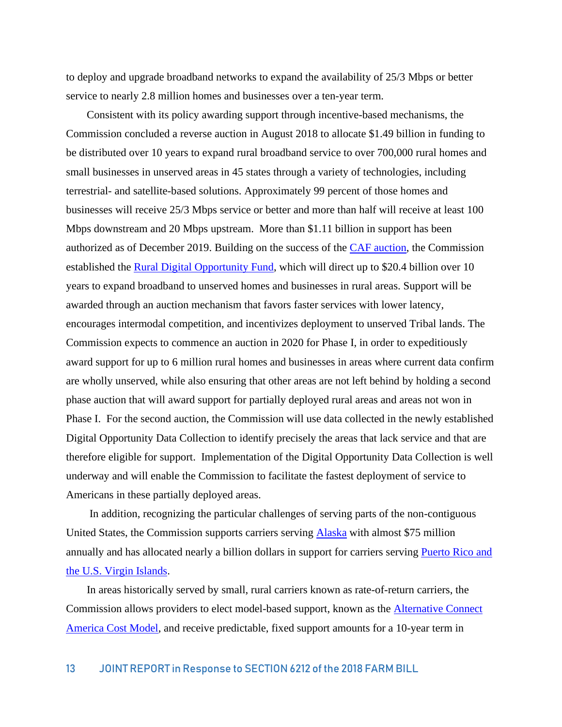to deploy and upgrade broadband networks to expand the availability of 25/3 Mbps or better service to nearly 2.8 million homes and businesses over a ten-year term.

Consistent with its policy awarding support through incentive-based mechanisms, the Commission concluded a reverse auction in August 2018 to allocate $1.49 billion in funding to be distributed over 10 years to expand rural broadband service to over 700,000 rural homes and small businesses in unserved areas in 45 states through a variety of technologies, including terrestrial- and satellite-based solutions. Approximately 99 percent of those homes and businesses will receive 25/3 Mbps service or better and more than half will receive at least 100 Mbps downstream and 20 Mbps upstream. More than $1.11 billion in support has been authorized as of December 2019. Building on the success of the CAF auction, the Commission established the Rural Digital Opportunity Fund, which will direct up to $20.4 billion over 10 years to expand broadband to unserved homes and businesses in rural areas. Support will be awarded through an auction mechanism that favors faster services with lower latency, encourages intermodal competition, and incentivizes deployment to unserved Tribal lands. The Commission expects to commence an auction in 2020 for Phase I, in order to expeditiously award support for up to 6 million rural homes and businesses in areas where current data confirm are wholly unserved, while also ensuring that other areas are not left behind by holding a second phase auction that will award support for partially deployed rural areas and areas not won in Phase I. For the second auction, the Commission will use data collected in the newly established Digital Opportunity Data Collection to identify precisely the areas that lack service and that are therefore eligible for support. Implementation of the Digital Opportunity Data Collection is well underway and will enable the Commission to facilitate the fastest deployment of service to Americans in these partially deployed areas.

In addition, recognizing the particular challenges of serving parts of the non-contiguous United States, the Commission supports carriers serving Alaska with almost $75 million annually and has allocated nearly a billion dollars in support for carriers serving Puerto Rico and the U.S. Virgin Islands.

In areas historically served by small, rural carriers known as rate-of-return carriers, the Commission allows providers to elect model-based support, known as the Alternative Connect America Cost Model, and receive predictable, fixed support amounts for a 10-year term in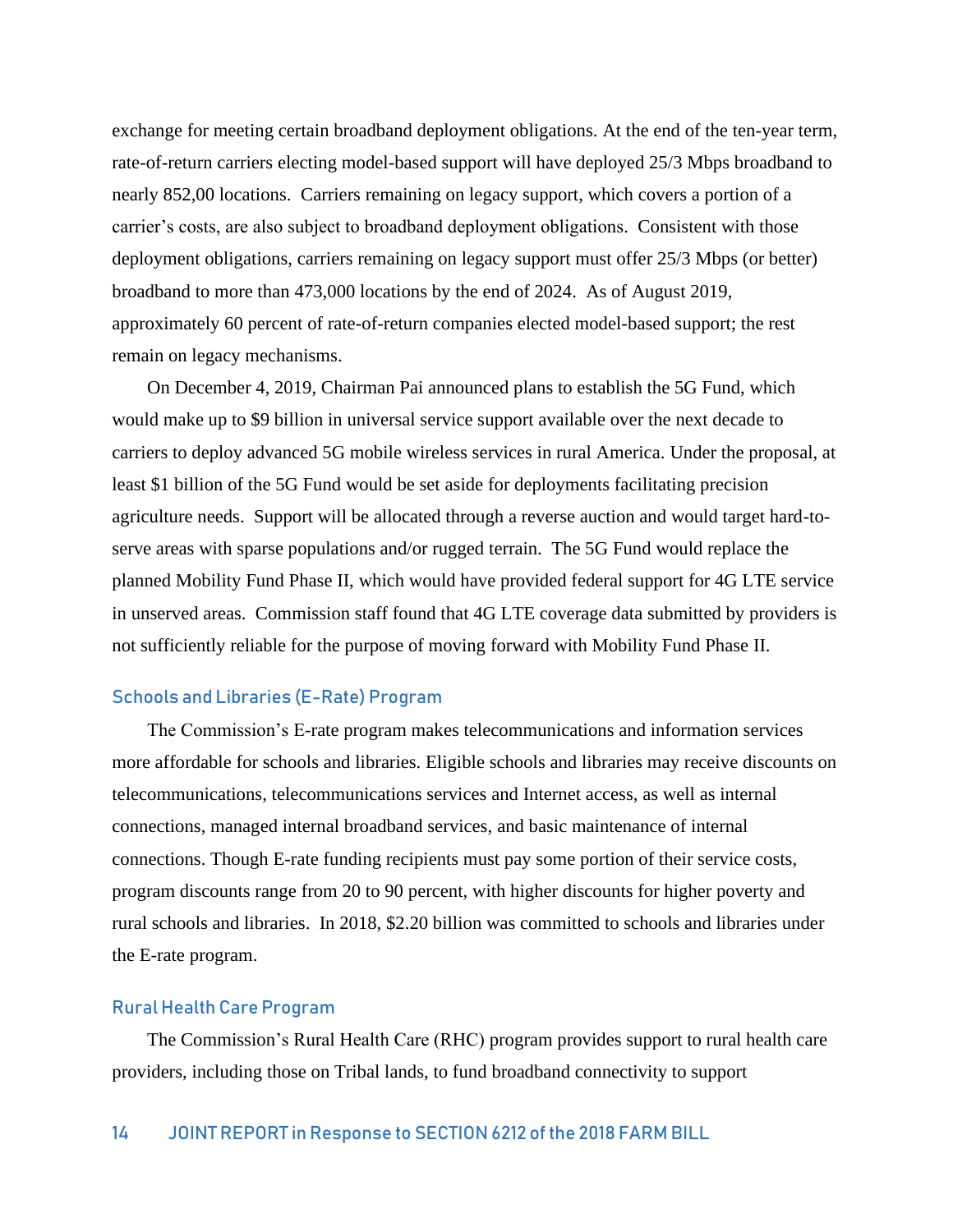exchange for meeting certain broadband deployment obligations. At the end of the ten-year term, rate-of-return carriers electing model-based support will have deployed 25/3 Mbps broadband to nearly 852,00 locations. Carriers remaining on legacy support, which covers a portion of a carrier's costs, are also subject to broadband deployment obligations. Consistent with those deployment obligations, carriers remaining on legacy support must offer 25/3 Mbps (or better) broadband to more than 473,000 locations by the end of 2024. As of August 2019, approximately 60 percent of rate-of-return companies elected model-based support; the rest remain on legacy mechanisms.

On December 4, 2019, Chairman Pai announced plans to establish the 5G Fund, which would make up to $9 billion in universal service support available over the next decade to carriers to deploy advanced 5G mobile wireless services in rural America. Under the proposal, at least $1 billion of the 5G Fund would be set aside for deployments facilitating precision agriculture needs. Support will be allocated through a reverse auction and would target hard-to-serve areas with sparse populations and/or rugged terrain. The 5G Fund would replace the planned Mobility Fund Phase II, which would have provided federal support for 4G LTE service in unserved areas. Commission staff found that 4G LTE coverage data submitted by providers is not sufficiently reliable for the purpose of moving forward with Mobility Fund Phase II.

### Schools and Libraries (E-Rate) Program

The Commission's E-rate program makes telecommunications and information services more affordable for schools and libraries. Eligible schools and libraries may receive discounts on telecommunications, telecommunications services and Internet access, as well as internal connections, managed internal broadband services, and basic maintenance of internal connections. Though E-rate funding recipients must pay some portion of their service costs, program discounts range from 20 to 90 percent, with higher discounts for higher poverty and rural schools and libraries. In 2018, $2.20 billion was committed to schools and libraries under the E-rate program.

### Rural Health Care Program

The Commission's Rural Health Care (RHC) program provides support to rural health care providers, including those on Tribal lands, to fund broadband connectivity to support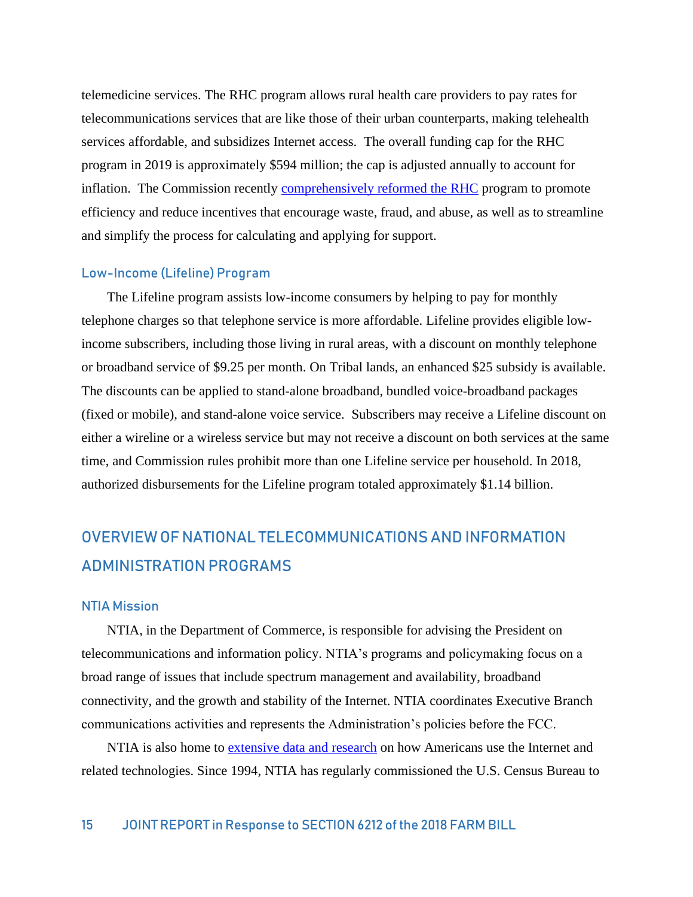telemedicine services. The RHC program allows rural health care providers to pay rates for telecommunications services that are like those of their urban counterparts, making telehealth services affordable, and subsidizes Internet access. The overall funding cap for the RHC program in 2019 is approximately $594 million; the cap is adjusted annually to account for inflation. The Commission recently [comprehensively reformed the RHC](comprehensively reformed the RHC) program to promote efficiency and reduce incentives that encourage waste, fraud, and abuse, as well as to streamline and simplify the process for calculating and applying for support.

### Low-Income (Lifeline) Program

The Lifeline program assists low-income consumers by helping to pay for monthly telephone charges so that telephone service is more affordable. Lifeline provides eligible low-income subscribers, including those living in rural areas, with a discount on monthly telephone or broadband service of $9.25 per month. On Tribal lands, an enhanced $25 subsidy is available. The discounts can be applied to stand-alone broadband, bundled voice-broadband packages (fixed or mobile), and stand-alone voice service. Subscribers may receive a Lifeline discount on either a wireline or a wireless service but may not receive a discount on both services at the same time, and Commission rules prohibit more than one Lifeline service per household. In 2018, authorized disbursements for the Lifeline program totaled approximately $1.14 billion.

## OVERVIEW OF NATIONAL TELECOMMUNICATIONS AND INFORMATION ADMINISTRATION PROGRAMS

### NTIA Mission

NTIA, in the Department of Commerce, is responsible for advising the President on telecommunications and information policy. NTIA's programs and policymaking focus on a broad range of issues that include spectrum management and availability, broadband connectivity, and the growth and stability of the Internet. NTIA coordinates Executive Branch communications activities and represents the Administration's policies before the FCC.

NTIA is also home to extensive data and research on how Americans use the Internet and related technologies. Since 1994, NTIA has regularly commissioned the U.S. Census Bureau to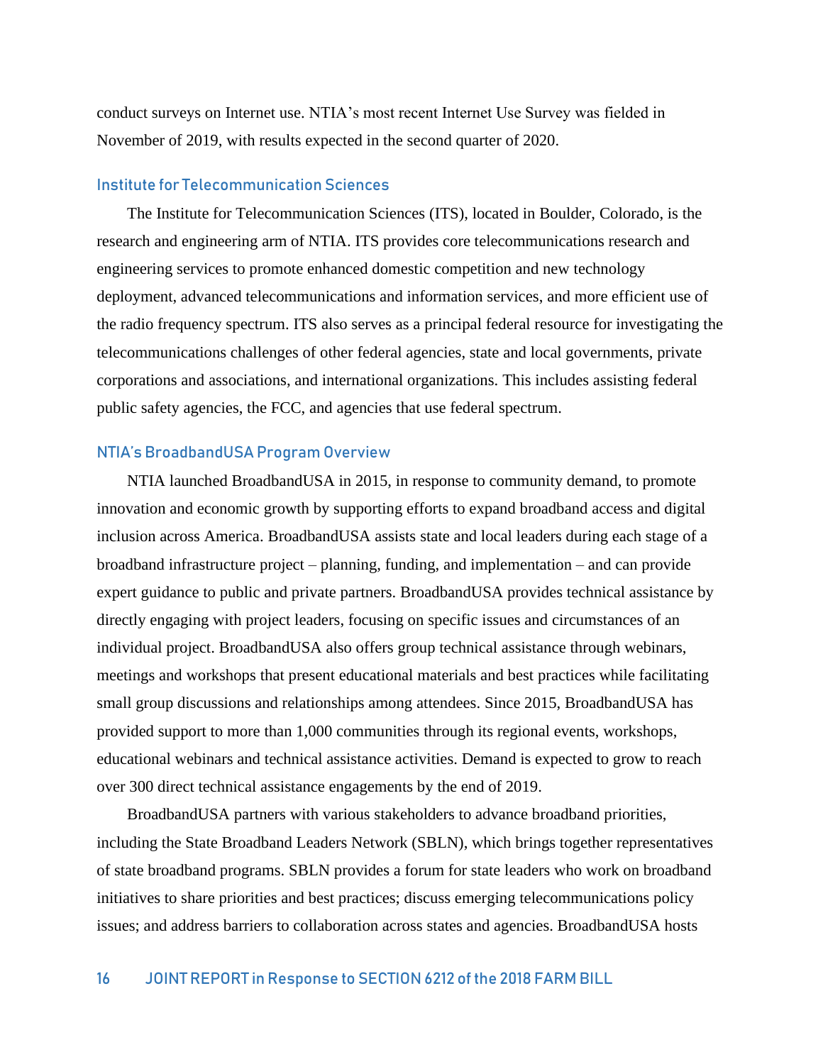conduct surveys on Internet use. NTIA's most recent Internet Use Survey was fielded in November of 2019, with results expected in the second quarter of 2020.

### Institute for Telecommunication Sciences

The Institute for Telecommunication Sciences (ITS), located in Boulder, Colorado, is the research and engineering arm of NTIA. ITS provides core telecommunications research and engineering services to promote enhanced domestic competition and new technology deployment, advanced telecommunications and information services, and more efficient use of the radio frequency spectrum. ITS also serves as a principal federal resource for investigating the telecommunications challenges of other federal agencies, state and local governments, private corporations and associations, and international organizations. This includes assisting federal public safety agencies, the FCC, and agencies that use federal spectrum.

### NTIA's BroadbandUSA Program Overview

NTIA launched BroadbandUSA in 2015, in response to community demand, to promote innovation and economic growth by supporting efforts to expand broadband access and digital inclusion across America. BroadbandUSA assists state and local leaders during each stage of a broadband infrastructure project – planning, funding, and implementation – and can provide expert guidance to public and private partners. BroadbandUSA provides technical assistance by directly engaging with project leaders, focusing on specific issues and circumstances of an individual project. BroadbandUSA also offers group technical assistance through webinars, meetings and workshops that present educational materials and best practices while facilitating small group discussions and relationships among attendees. Since 2015, BroadbandUSA has provided support to more than 1,000 communities through its regional events, workshops, educational webinars and technical assistance activities. Demand is expected to grow to reach over 300 direct technical assistance engagements by the end of 2019.

BroadbandUSA partners with various stakeholders to advance broadband priorities, including the State Broadband Leaders Network (SBLN), which brings together representatives of state broadband programs. SBLN provides a forum for state leaders who work on broadband initiatives to share priorities and best practices; discuss emerging telecommunications policy issues; and address barriers to collaboration across states and agencies. BroadbandUSA hosts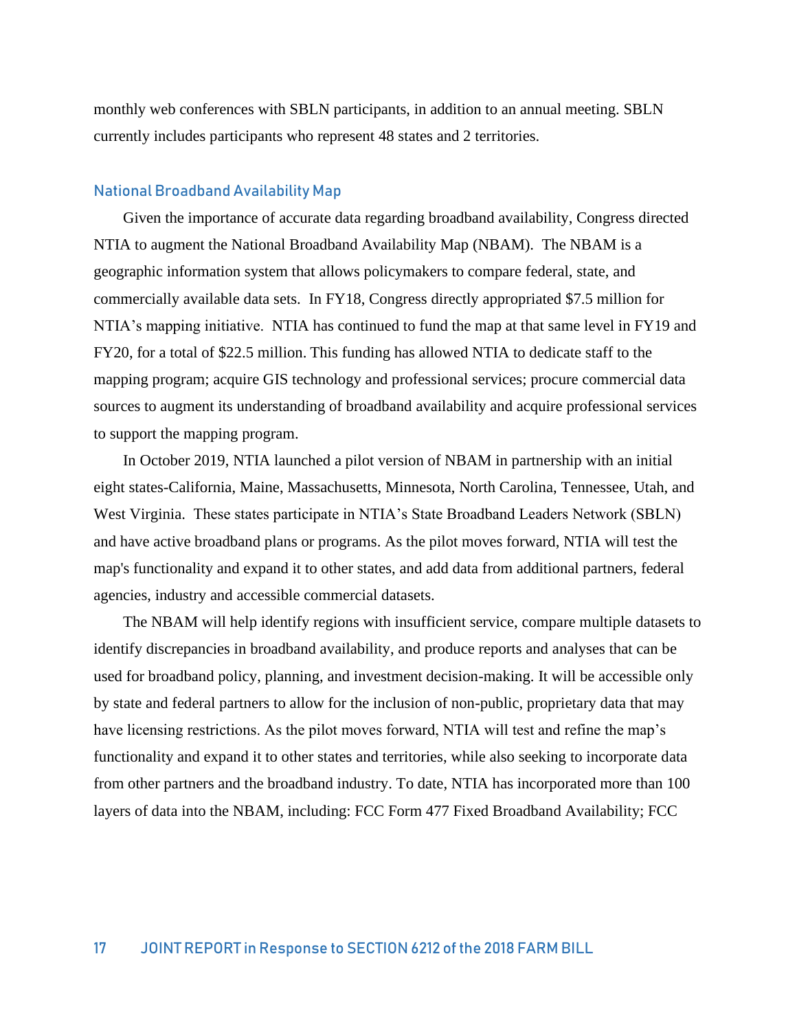monthly web conferences with SBLN participants, in addition to an annual meeting. SBLN currently includes participants who represent 48 states and 2 territories.

### National Broadband Availability Map

Given the importance of accurate data regarding broadband availability, Congress directed NTIA to augment the National Broadband Availability Map (NBAM). The NBAM is a geographic information system that allows policymakers to compare federal, state, and commercially available data sets. In FY18, Congress directly appropriated $7.5 million for NTIA's mapping initiative. NTIA has continued to fund the map at that same level in FY19 and FY20, for a total of $22.5 million. This funding has allowed NTIA to dedicate staff to the mapping program; acquire GIS technology and professional services; procure commercial data sources to augment its understanding of broadband availability and acquire professional services to support the mapping program.

In October 2019, NTIA launched a pilot version of NBAM in partnership with an initial eight states-California, Maine, Massachusetts, Minnesota, North Carolina, Tennessee, Utah, and West Virginia. These states participate in NTIA's State Broadband Leaders Network (SBLN) and have active broadband plans or programs. As the pilot moves forward, NTIA will test the map's functionality and expand it to other states, and add data from additional partners, federal agencies, industry and accessible commercial datasets.

The NBAM will help identify regions with insufficient service, compare multiple datasets to identify discrepancies in broadband availability, and produce reports and analyses that can be used for broadband policy, planning, and investment decision-making. It will be accessible only by state and federal partners to allow for the inclusion of non-public, proprietary data that may have licensing restrictions. As the pilot moves forward, NTIA will test and refine the map's functionality and expand it to other states and territories, while also seeking to incorporate data from other partners and the broadband industry. To date, NTIA has incorporated more than 100 layers of data into the NBAM, including: FCC Form 477 Fixed Broadband Availability; FCC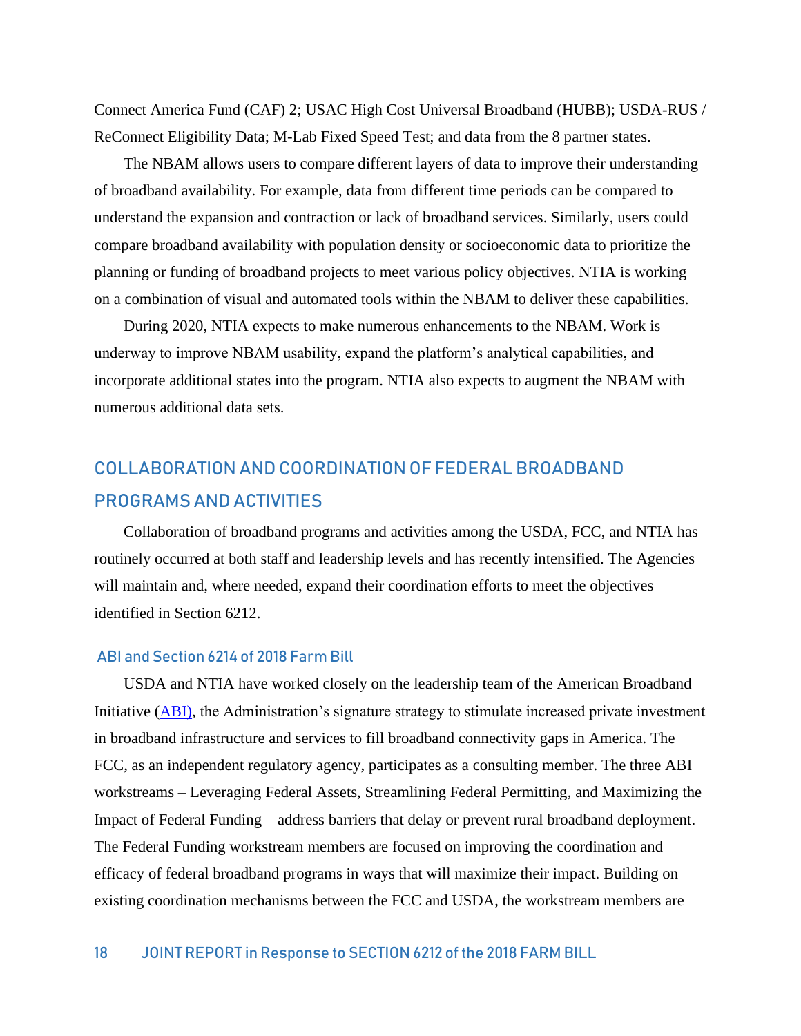Connect America Fund (CAF) 2; USAC High Cost Universal Broadband (HUBB); USDA-RUS / ReConnect Eligibility Data; M-Lab Fixed Speed Test; and data from the 8 partner states.

The NBAM allows users to compare different layers of data to improve their understanding of broadband availability. For example, data from different time periods can be compared to understand the expansion and contraction or lack of broadband services. Similarly, users could compare broadband availability with population density or socioeconomic data to prioritize the planning or funding of broadband projects to meet various policy objectives. NTIA is working on a combination of visual and automated tools within the NBAM to deliver these capabilities.

During 2020, NTIA expects to make numerous enhancements to the NBAM. Work is underway to improve NBAM usability, expand the platform's analytical capabilities, and incorporate additional states into the program. NTIA also expects to augment the NBAM with numerous additional data sets.

## COLLABORATION AND COORDINATION OF FEDERAL BROADBAND PROGRAMS AND ACTIVITIES

Collaboration of broadband programs and activities among the USDA, FCC, and NTIA has routinely occurred at both staff and leadership levels and has recently intensified. The Agencies will maintain and, where needed, expand their coordination efforts to meet the objectives identified in Section 6212.

### ABI and Section 6214 of 2018 Farm Bill

USDA and NTIA have worked closely on the leadership team of the American Broadband Initiative (ABI), the Administration's signature strategy to stimulate increased private investment in broadband infrastructure and services to fill broadband connectivity gaps in America. The FCC, as an independent regulatory agency, participates as a consulting member. The three ABI workstreams – Leveraging Federal Assets, Streamlining Federal Permitting, and Maximizing the Impact of Federal Funding – address barriers that delay or prevent rural broadband deployment. The Federal Funding workstream members are focused on improving the coordination and efficacy of federal broadband programs in ways that will maximize their impact. Building on existing coordination mechanisms between the FCC and USDA, the workstream members are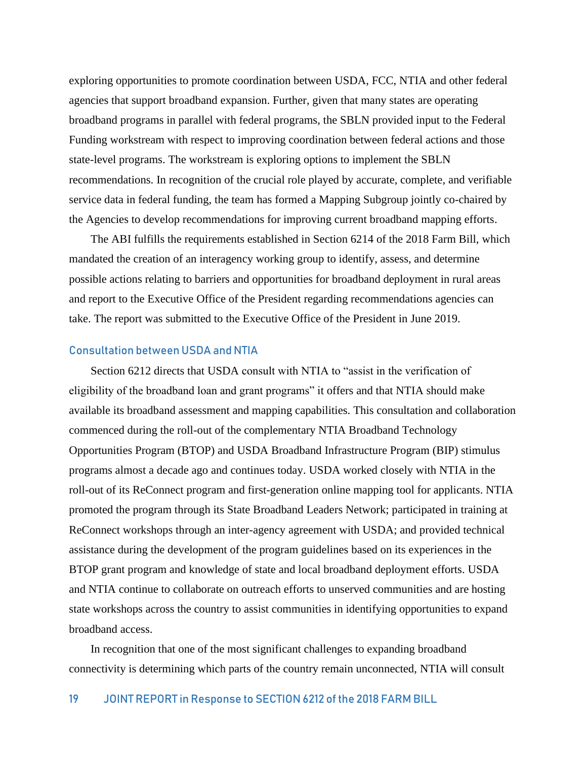exploring opportunities to promote coordination between USDA, FCC, NTIA and other federal agencies that support broadband expansion. Further, given that many states are operating broadband programs in parallel with federal programs, the SBLN provided input to the Federal Funding workstream with respect to improving coordination between federal actions and those state-level programs. The workstream is exploring options to implement the SBLN recommendations. In recognition of the crucial role played by accurate, complete, and verifiable service data in federal funding, the team has formed a Mapping Subgroup jointly co-chaired by the Agencies to develop recommendations for improving current broadband mapping efforts.

The ABI fulfills the requirements established in Section 6214 of the 2018 Farm Bill, which mandated the creation of an interagency working group to identify, assess, and determine possible actions relating to barriers and opportunities for broadband deployment in rural areas and report to the Executive Office of the President regarding recommendations agencies can take. The report was submitted to the Executive Office of the President in June 2019.

### Consultation between USDA and NTIA

Section 6212 directs that USDA consult with NTIA to "assist in the verification of eligibility of the broadband loan and grant programs" it offers and that NTIA should make available its broadband assessment and mapping capabilities. This consultation and collaboration commenced during the roll-out of the complementary NTIA Broadband Technology Opportunities Program (BTOP) and USDA Broadband Infrastructure Program (BIP) stimulus programs almost a decade ago and continues today. USDA worked closely with NTIA in the roll-out of its ReConnect program and first-generation online mapping tool for applicants. NTIA promoted the program through its State Broadband Leaders Network; participated in training at ReConnect workshops through an inter-agency agreement with USDA; and provided technical assistance during the development of the program guidelines based on its experiences in the BTOP grant program and knowledge of state and local broadband deployment efforts. USDA and NTIA continue to collaborate on outreach efforts to unserved communities and are hosting state workshops across the country to assist communities in identifying opportunities to expand broadband access.

In recognition that one of the most significant challenges to expanding broadband connectivity is determining which parts of the country remain unconnected, NTIA will consult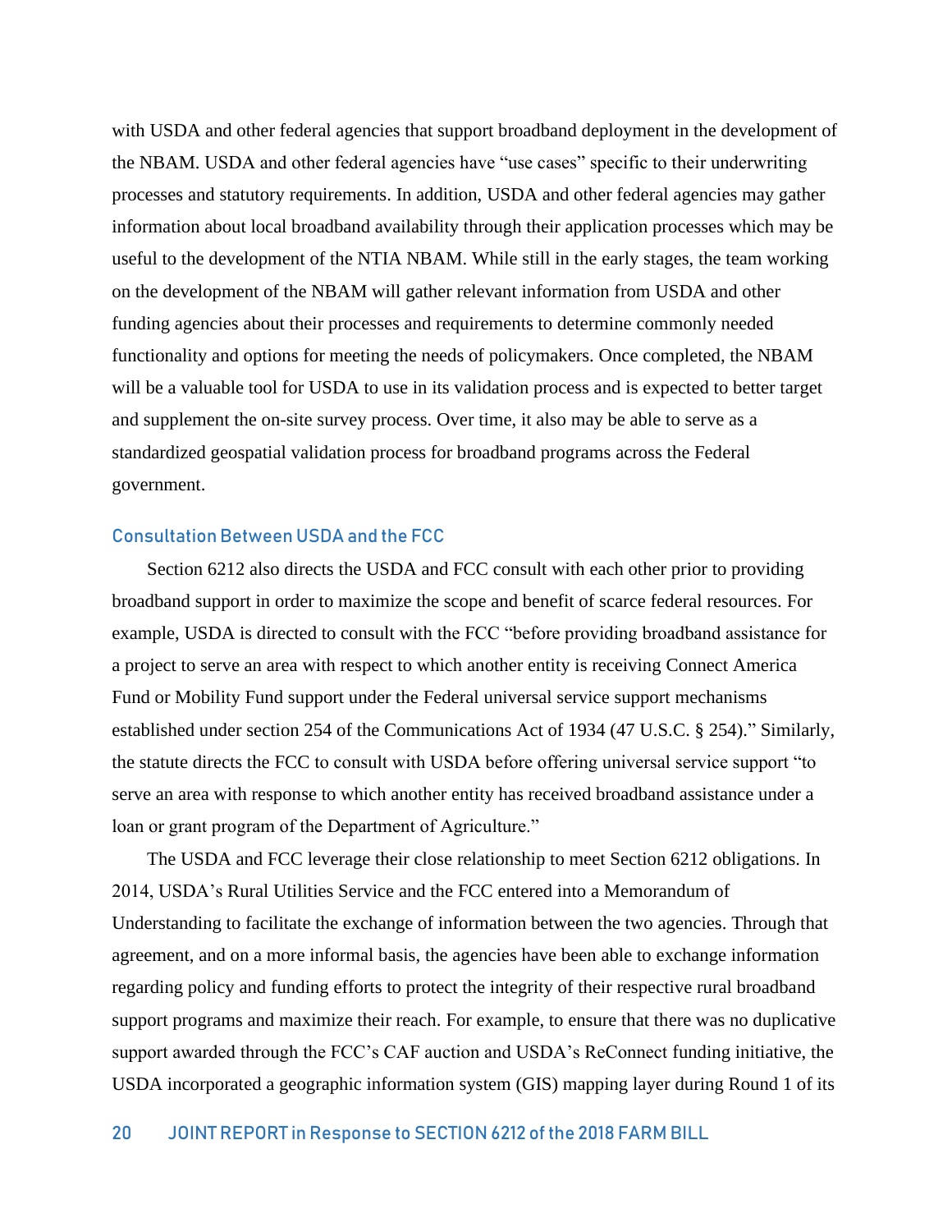with USDA and other federal agencies that support broadband deployment in the development of the NBAM. USDA and other federal agencies have "use cases" specific to their underwriting processes and statutory requirements. In addition, USDA and other federal agencies may gather information about local broadband availability through their application processes which may be useful to the development of the NTIA NBAM. While still in the early stages, the team working on the development of the NBAM will gather relevant information from USDA and other funding agencies about their processes and requirements to determine commonly needed functionality and options for meeting the needs of policymakers. Once completed, the NBAM will be a valuable tool for USDA to use in its validation process and is expected to better target and supplement the on-site survey process. Over time, it also may be able to serve as a standardized geospatial validation process for broadband programs across the Federal government.

### Consultation Between USDA and the FCC

Section 6212 also directs the USDA and FCC consult with each other prior to providing broadband support in order to maximize the scope and benefit of scarce federal resources. For example, USDA is directed to consult with the FCC "before providing broadband assistance for a project to serve an area with respect to which another entity is receiving Connect America Fund or Mobility Fund support under the Federal universal service support mechanisms established under section 254 of the Communications Act of 1934 (47 U.S.C. § 254)." Similarly, the statute directs the FCC to consult with USDA before offering universal service support "to serve an area with response to which another entity has received broadband assistance under a loan or grant program of the Department of Agriculture."

The USDA and FCC leverage their close relationship to meet Section 6212 obligations. In 2014, USDA's Rural Utilities Service and the FCC entered into a Memorandum of Understanding to facilitate the exchange of information between the two agencies. Through that agreement, and on a more informal basis, the agencies have been able to exchange information regarding policy and funding efforts to protect the integrity of their respective rural broadband support programs and maximize their reach. For example, to ensure that there was no duplicative support awarded through the FCC's CAF auction and USDA's ReConnect funding initiative, the USDA incorporated a geographic information system (GIS) mapping layer during Round 1 of its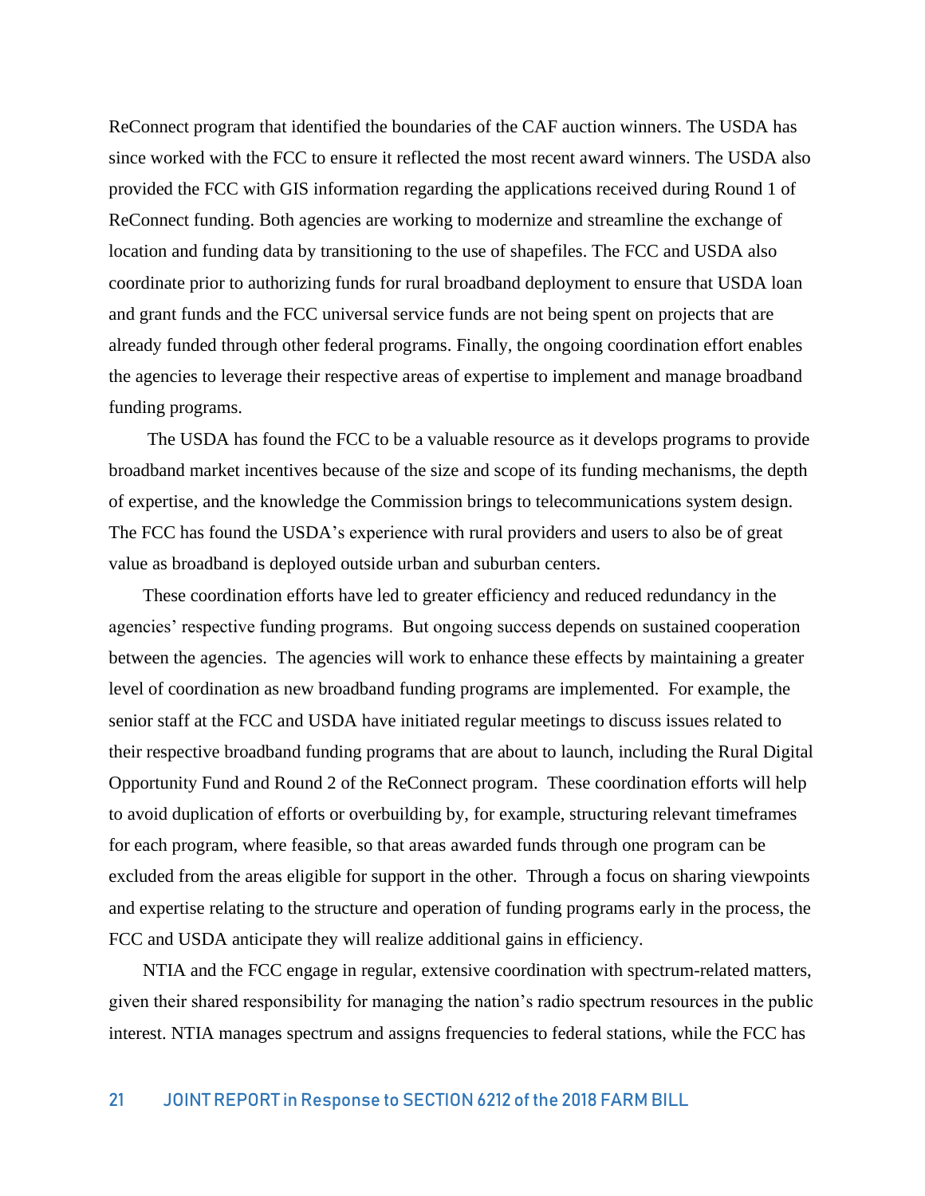ReConnect program that identified the boundaries of the CAF auction winners. The USDA has since worked with the FCC to ensure it reflected the most recent award winners. The USDA also provided the FCC with GIS information regarding the applications received during Round 1 of ReConnect funding. Both agencies are working to modernize and streamline the exchange of location and funding data by transitioning to the use of shapefiles. The FCC and USDA also coordinate prior to authorizing funds for rural broadband deployment to ensure that USDA loan and grant funds and the FCC universal service funds are not being spent on projects that are already funded through other federal programs. Finally, the ongoing coordination effort enables the agencies to leverage their respective areas of expertise to implement and manage broadband funding programs.

The USDA has found the FCC to be a valuable resource as it develops programs to provide broadband market incentives because of the size and scope of its funding mechanisms, the depth of expertise, and the knowledge the Commission brings to telecommunications system design. The FCC has found the USDA's experience with rural providers and users to also be of great value as broadband is deployed outside urban and suburban centers.

These coordination efforts have led to greater efficiency and reduced redundancy in the agencies' respective funding programs. But ongoing success depends on sustained cooperation between the agencies. The agencies will work to enhance these effects by maintaining a greater level of coordination as new broadband funding programs are implemented. For example, the senior staff at the FCC and USDA have initiated regular meetings to discuss issues related to their respective broadband funding programs that are about to launch, including the Rural Digital Opportunity Fund and Round 2 of the ReConnect program. These coordination efforts will help to avoid duplication of efforts or overbuilding by, for example, structuring relevant timeframes for each program, where feasible, so that areas awarded funds through one program can be excluded from the areas eligible for support in the other. Through a focus on sharing viewpoints and expertise relating to the structure and operation of funding programs early in the process, the FCC and USDA anticipate they will realize additional gains in efficiency.

NTIA and the FCC engage in regular, extensive coordination with spectrum-related matters, given their shared responsibility for managing the nation's radio spectrum resources in the public interest. NTIA manages spectrum and assigns frequencies to federal stations, while the FCC has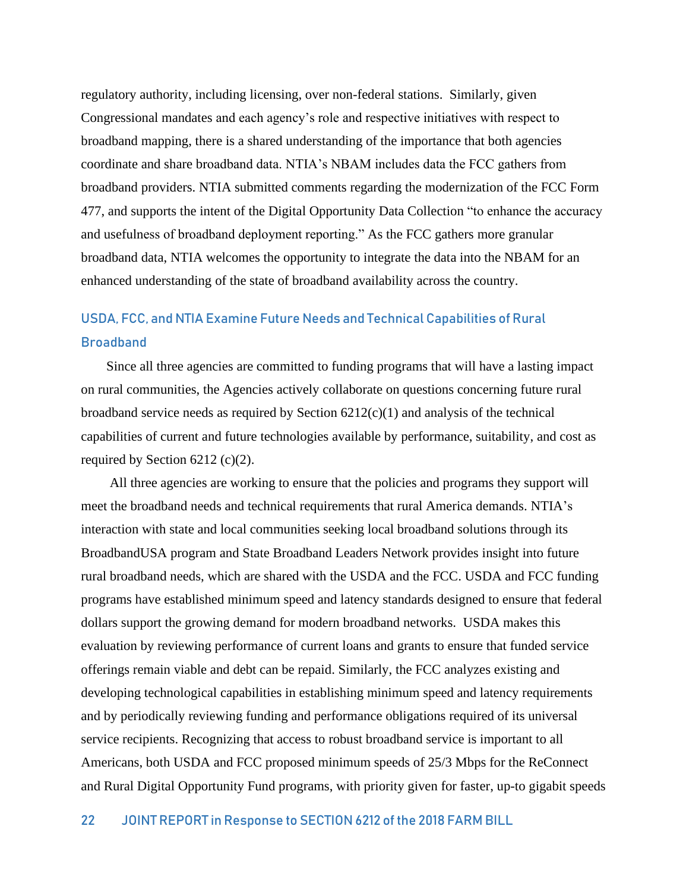regulatory authority, including licensing, over non-federal stations. Similarly, given Congressional mandates and each agency's role and respective initiatives with respect to broadband mapping, there is a shared understanding of the importance that both agencies coordinate and share broadband data. NTIA's NBAM includes data the FCC gathers from broadband providers. NTIA submitted comments regarding the modernization of the FCC Form 477, and supports the intent of the Digital Opportunity Data Collection "to enhance the accuracy and usefulness of broadband deployment reporting." As the FCC gathers more granular broadband data, NTIA welcomes the opportunity to integrate the data into the NBAM for an enhanced understanding of the state of broadband availability across the country.

### USDA, FCC, and NTIA Examine Future Needs and Technical Capabilities of Rural Broadband

Since all three agencies are committed to funding programs that will have a lasting impact on rural communities, the Agencies actively collaborate on questions concerning future rural broadband service needs as required by Section 6212(c)(1) and analysis of the technical capabilities of current and future technologies available by performance, suitability, and cost as required by Section 6212 (c)(2).

All three agencies are working to ensure that the policies and programs they support will meet the broadband needs and technical requirements that rural America demands. NTIA's interaction with state and local communities seeking local broadband solutions through its BroadbandUSA program and State Broadband Leaders Network provides insight into future rural broadband needs, which are shared with the USDA and the FCC. USDA and FCC funding programs have established minimum speed and latency standards designed to ensure that federal dollars support the growing demand for modern broadband networks. USDA makes this evaluation by reviewing performance of current loans and grants to ensure that funded service offerings remain viable and debt can be repaid. Similarly, the FCC analyzes existing and developing technological capabilities in establishing minimum speed and latency requirements and by periodically reviewing funding and performance obligations required of its universal service recipients. Recognizing that access to robust broadband service is important to all Americans, both USDA and FCC proposed minimum speeds of 25/3 Mbps for the ReConnect and Rural Digital Opportunity Fund programs, with priority given for faster, up-to gigabit speeds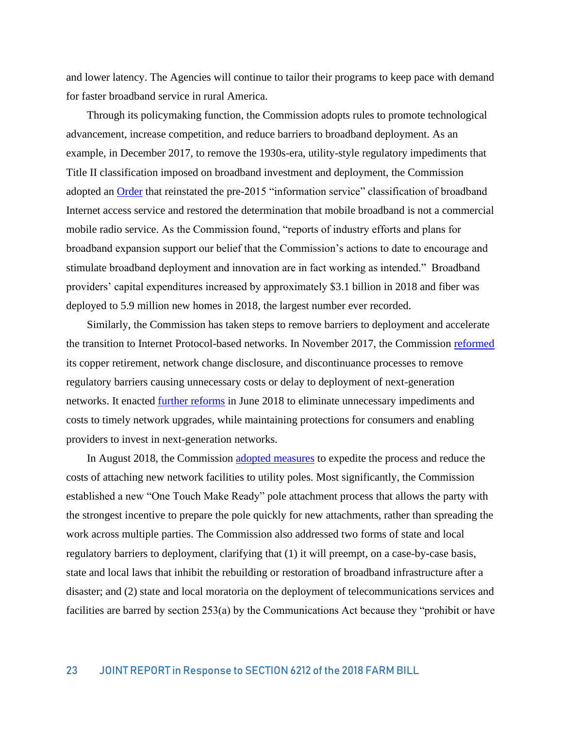and lower latency. The Agencies will continue to tailor their programs to keep pace with demand for faster broadband service in rural America.

Through its policymaking function, the Commission adopts rules to promote technological advancement, increase competition, and reduce barriers to broadband deployment. As an example, in December 2017, to remove the 1930s-era, utility-style regulatory impediments that Title II classification imposed on broadband investment and deployment, the Commission adopted an Order that reinstated the pre-2015 "information service" classification of broadband Internet access service and restored the determination that mobile broadband is not a commercial mobile radio service. As the Commission found, "reports of industry efforts and plans for broadband expansion support our belief that the Commission's actions to date to encourage and stimulate broadband deployment and innovation are in fact working as intended." Broadband providers' capital expenditures increased by approximately $3.1 billion in 2018 and fiber was deployed to 5.9 million new homes in 2018, the largest number ever recorded.

Similarly, the Commission has taken steps to remove barriers to deployment and accelerate the transition to Internet Protocol-based networks. In November 2017, the Commission reformed its copper retirement, network change disclosure, and discontinuance processes to remove regulatory barriers causing unnecessary costs or delay to deployment of next-generation networks. It enacted further reforms in June 2018 to eliminate unnecessary impediments and costs to timely network upgrades, while maintaining protections for consumers and enabling providers to invest in next-generation networks.

In August 2018, the Commission adopted measures to expedite the process and reduce the costs of attaching new network facilities to utility poles. Most significantly, the Commission established a new "One Touch Make Ready" pole attachment process that allows the party with the strongest incentive to prepare the pole quickly for new attachments, rather than spreading the work across multiple parties. The Commission also addressed two forms of state and local regulatory barriers to deployment, clarifying that (1) it will preempt, on a case-by-case basis, state and local laws that inhibit the rebuilding or restoration of broadband infrastructure after a disaster; and (2) state and local moratoria on the deployment of telecommunications services and facilities are barred by section 253(a) by the Communications Act because they "prohibit or have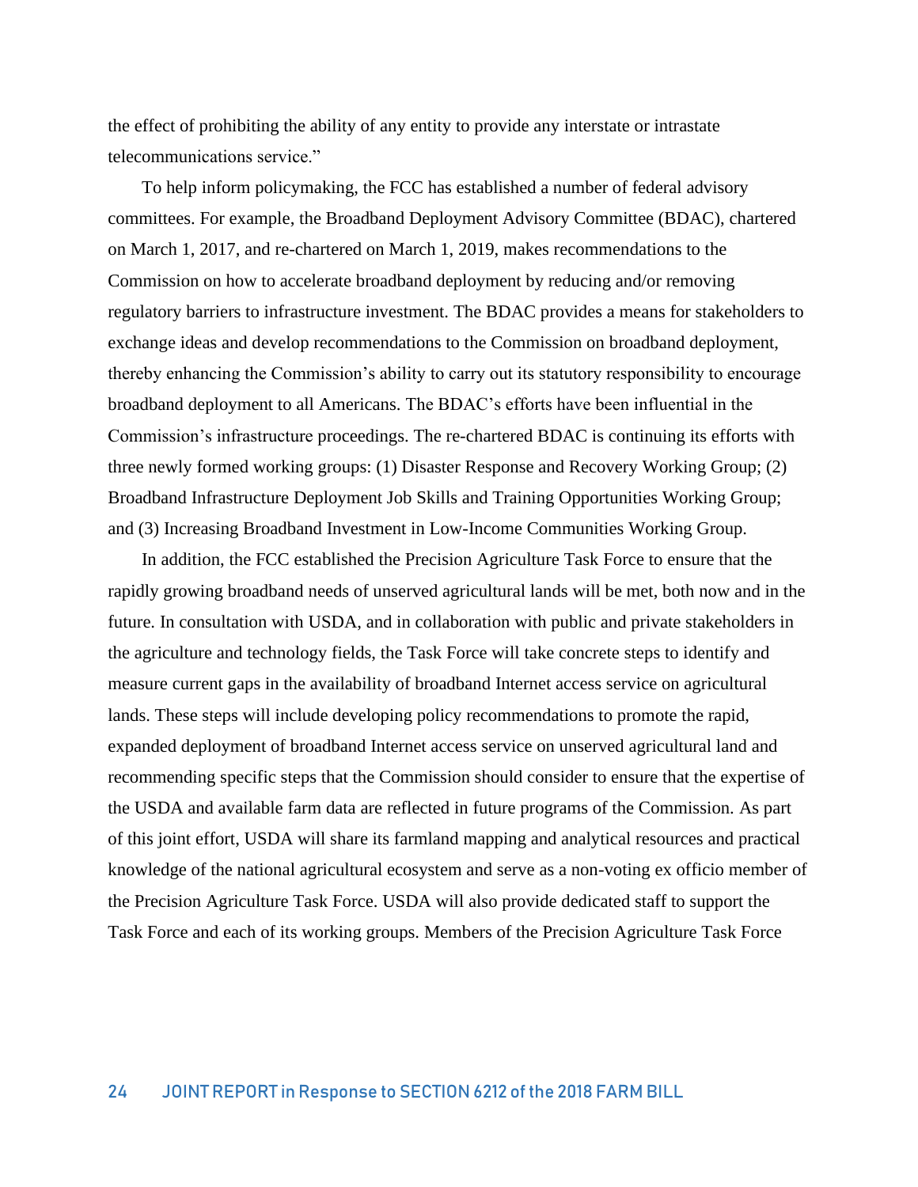the effect of prohibiting the ability of any entity to provide any interstate or intrastate telecommunications service."

To help inform policymaking, the FCC has established a number of federal advisory committees. For example, the Broadband Deployment Advisory Committee (BDAC), chartered on March 1, 2017, and re-chartered on March 1, 2019, makes recommendations to the Commission on how to accelerate broadband deployment by reducing and/or removing regulatory barriers to infrastructure investment. The BDAC provides a means for stakeholders to exchange ideas and develop recommendations to the Commission on broadband deployment, thereby enhancing the Commission's ability to carry out its statutory responsibility to encourage broadband deployment to all Americans. The BDAC's efforts have been influential in the Commission's infrastructure proceedings. The re-chartered BDAC is continuing its efforts with three newly formed working groups: (1) Disaster Response and Recovery Working Group; (2) Broadband Infrastructure Deployment Job Skills and Training Opportunities Working Group; and (3) Increasing Broadband Investment in Low-Income Communities Working Group.

In addition, the FCC established the Precision Agriculture Task Force to ensure that the rapidly growing broadband needs of unserved agricultural lands will be met, both now and in the future. In consultation with USDA, and in collaboration with public and private stakeholders in the agriculture and technology fields, the Task Force will take concrete steps to identify and measure current gaps in the availability of broadband Internet access service on agricultural lands. These steps will include developing policy recommendations to promote the rapid, expanded deployment of broadband Internet access service on unserved agricultural land and recommending specific steps that the Commission should consider to ensure that the expertise of the USDA and available farm data are reflected in future programs of the Commission. As part of this joint effort, USDA will share its farmland mapping and analytical resources and practical knowledge of the national agricultural ecosystem and serve as a non-voting ex officio member of the Precision Agriculture Task Force. USDA will also provide dedicated staff to support the Task Force and each of its working groups. Members of the Precision Agriculture Task Force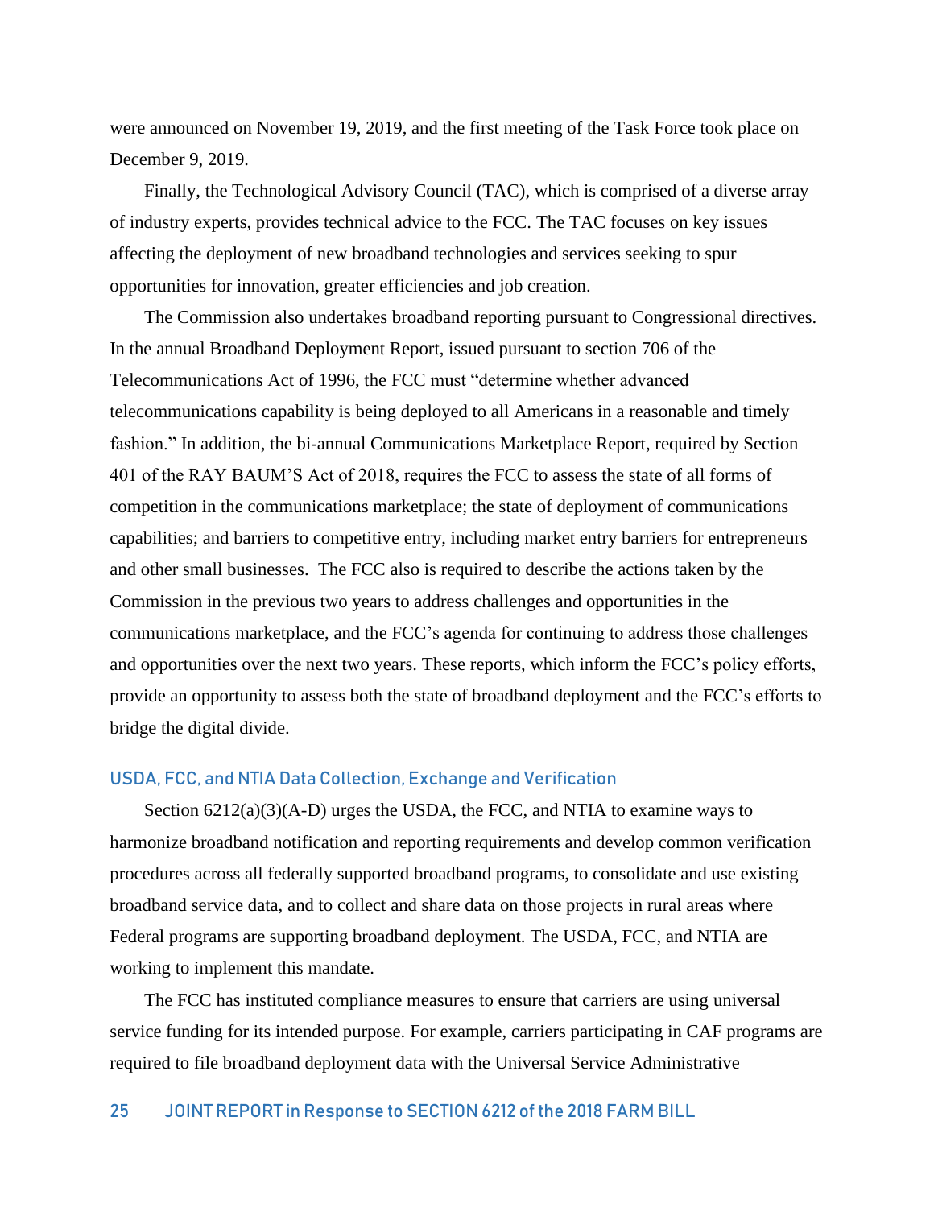were announced on November 19, 2019, and the first meeting of the Task Force took place on December 9, 2019.

Finally, the Technological Advisory Council (TAC), which is comprised of a diverse array of industry experts, provides technical advice to the FCC. The TAC focuses on key issues affecting the deployment of new broadband technologies and services seeking to spur opportunities for innovation, greater efficiencies and job creation.

The Commission also undertakes broadband reporting pursuant to Congressional directives. In the annual Broadband Deployment Report, issued pursuant to section 706 of the Telecommunications Act of 1996, the FCC must "determine whether advanced telecommunications capability is being deployed to all Americans in a reasonable and timely fashion." In addition, the bi-annual Communications Marketplace Report, required by Section 401 of the RAY BAUM'S Act of 2018, requires the FCC to assess the state of all forms of competition in the communications marketplace; the state of deployment of communications capabilities; and barriers to competitive entry, including market entry barriers for entrepreneurs and other small businesses. The FCC also is required to describe the actions taken by the Commission in the previous two years to address challenges and opportunities in the communications marketplace, and the FCC's agenda for continuing to address those challenges and opportunities over the next two years. These reports, which inform the FCC's policy efforts, provide an opportunity to assess both the state of broadband deployment and the FCC's efforts to bridge the digital divide.

### USDA, FCC, and NTIA Data Collection, Exchange and Verification

Section 6212(a)(3)(A-D) urges the USDA, the FCC, and NTIA to examine ways to harmonize broadband notification and reporting requirements and develop common verification procedures across all federally supported broadband programs, to consolidate and use existing broadband service data, and to collect and share data on those projects in rural areas where Federal programs are supporting broadband deployment. The USDA, FCC, and NTIA are working to implement this mandate.

The FCC has instituted compliance measures to ensure that carriers are using universal service funding for its intended purpose. For example, carriers participating in CAF programs are required to file broadband deployment data with the Universal Service Administrative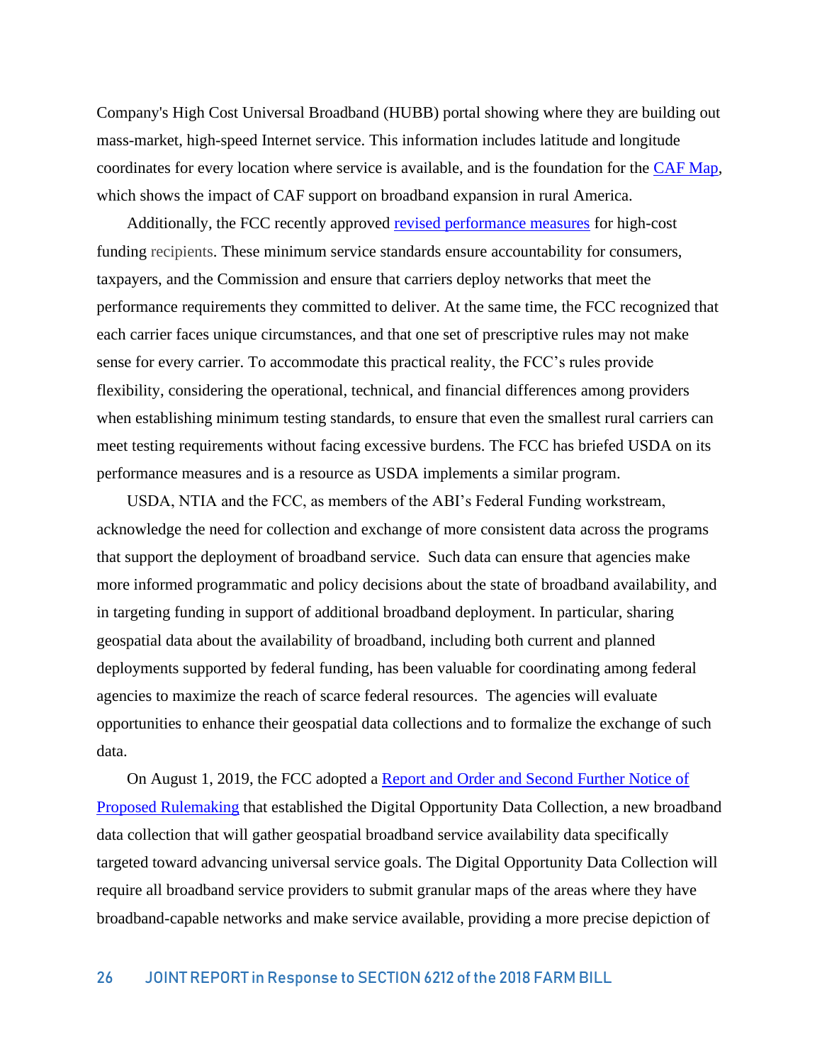Company's High Cost Universal Broadband (HUBB) portal showing where they are building out mass-market, high-speed Internet service. This information includes latitude and longitude coordinates for every location where service is available, and is the foundation for the CAF Map, which shows the impact of CAF support on broadband expansion in rural America.

Additionally, the FCC recently approved revised performance measures for high-cost funding recipients. These minimum service standards ensure accountability for consumers, taxpayers, and the Commission and ensure that carriers deploy networks that meet the performance requirements they committed to deliver. At the same time, the FCC recognized that each carrier faces unique circumstances, and that one set of prescriptive rules may not make sense for every carrier. To accommodate this practical reality, the FCC's rules provide flexibility, considering the operational, technical, and financial differences among providers when establishing minimum testing standards, to ensure that even the smallest rural carriers can meet testing requirements without facing excessive burdens. The FCC has briefed USDA on its performance measures and is a resource as USDA implements a similar program.

USDA, NTIA and the FCC, as members of the ABI's Federal Funding workstream, acknowledge the need for collection and exchange of more consistent data across the programs that support the deployment of broadband service. Such data can ensure that agencies make more informed programmatic and policy decisions about the state of broadband availability, and in targeting funding in support of additional broadband deployment. In particular, sharing geospatial data about the availability of broadband, including both current and planned deployments supported by federal funding, has been valuable for coordinating among federal agencies to maximize the reach of scarce federal resources. The agencies will evaluate opportunities to enhance their geospatial data collections and to formalize the exchange of such data.

On August 1, 2019, the FCC adopted a Report and Order and Second Further Notice of Proposed Rulemaking that established the Digital Opportunity Data Collection, a new broadband data collection that will gather geospatial broadband service availability data specifically targeted toward advancing universal service goals. The Digital Opportunity Data Collection will require all broadband service providers to submit granular maps of the areas where they have broadband-capable networks and make service available, providing a more precise depiction of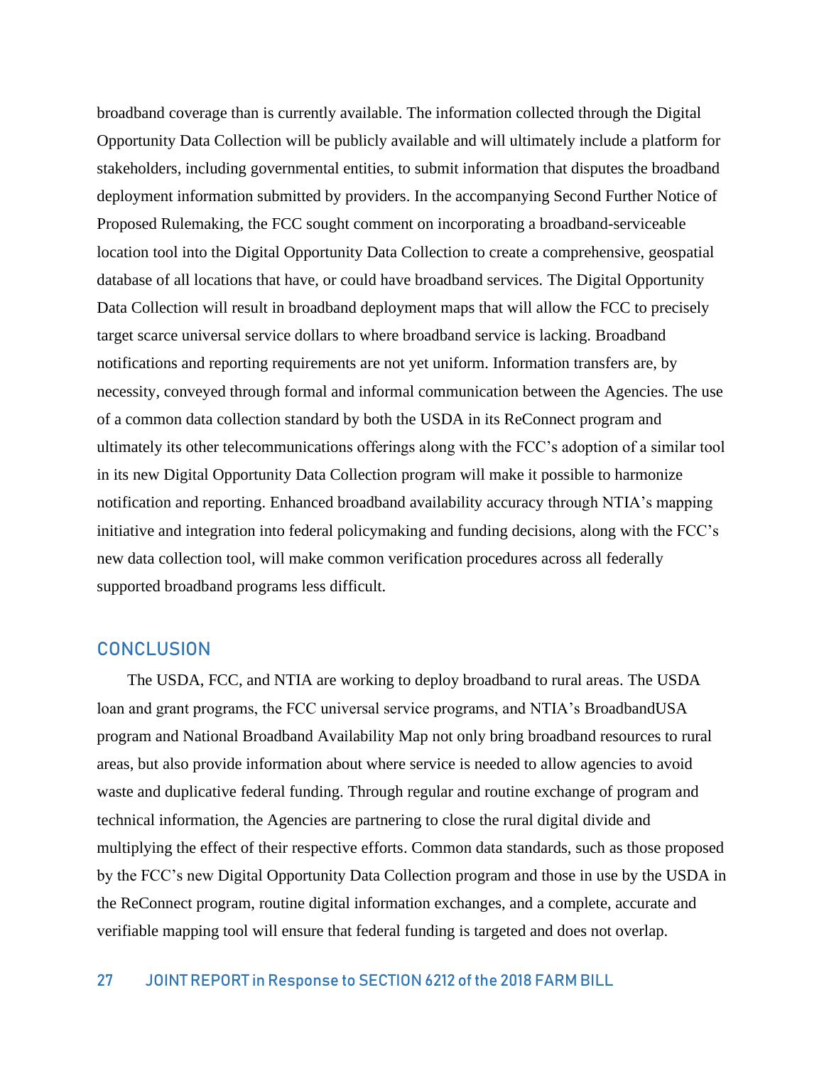broadband coverage than is currently available. The information collected through the Digital Opportunity Data Collection will be publicly available and will ultimately include a platform for stakeholders, including governmental entities, to submit information that disputes the broadband deployment information submitted by providers. In the accompanying Second Further Notice of Proposed Rulemaking, the FCC sought comment on incorporating a broadband-serviceable location tool into the Digital Opportunity Data Collection to create a comprehensive, geospatial database of all locations that have, or could have broadband services. The Digital Opportunity Data Collection will result in broadband deployment maps that will allow the FCC to precisely target scarce universal service dollars to where broadband service is lacking. Broadband notifications and reporting requirements are not yet uniform. Information transfers are, by necessity, conveyed through formal and informal communication between the Agencies. The use of a common data collection standard by both the USDA in its ReConnect program and ultimately its other telecommunications offerings along with the FCC's adoption of a similar tool in its new Digital Opportunity Data Collection program will make it possible to harmonize notification and reporting. Enhanced broadband availability accuracy through NTIA's mapping initiative and integration into federal policymaking and funding decisions, along with the FCC's new data collection tool, will make common verification procedures across all federally supported broadband programs less difficult.

## CONCLUSION

The USDA, FCC, and NTIA are working to deploy broadband to rural areas. The USDA loan and grant programs, the FCC universal service programs, and NTIA's BroadbandUSA program and National Broadband Availability Map not only bring broadband resources to rural areas, but also provide information about where service is needed to allow agencies to avoid waste and duplicative federal funding. Through regular and routine exchange of program and technical information, the Agencies are partnering to close the rural digital divide and multiplying the effect of their respective efforts. Common data standards, such as those proposed by the FCC's new Digital Opportunity Data Collection program and those in use by the USDA in the ReConnect program, routine digital information exchanges, and a complete, accurate and verifiable mapping tool will ensure that federal funding is targeted and does not overlap.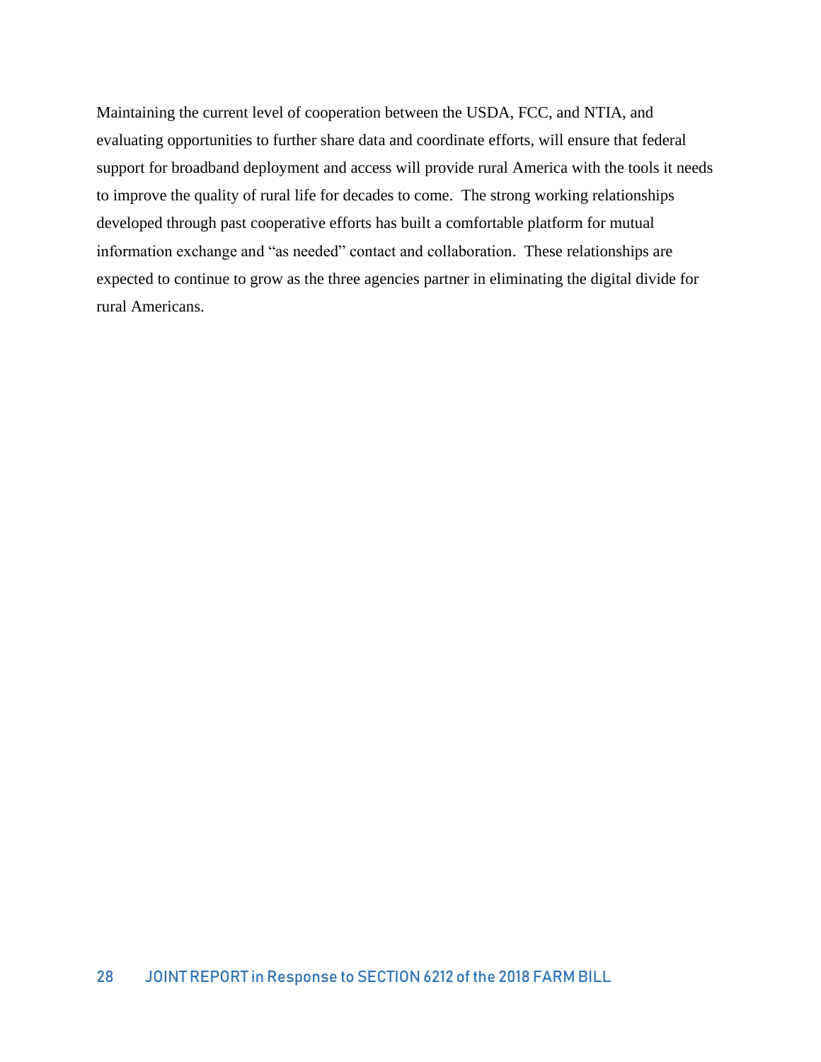Maintaining the current level of cooperation between the USDA, FCC, and NTIA, and evaluating opportunities to further share data and coordinate efforts, will ensure that federal support for broadband deployment and access will provide rural America with the tools it needs to improve the quality of rural life for decades to come. The strong working relationships developed through past cooperative efforts has built a comfortable platform for mutual information exchange and "as needed" contact and collaboration. These relationships are expected to continue to grow as the three agencies partner in eliminating the digital divide for rural Americans.